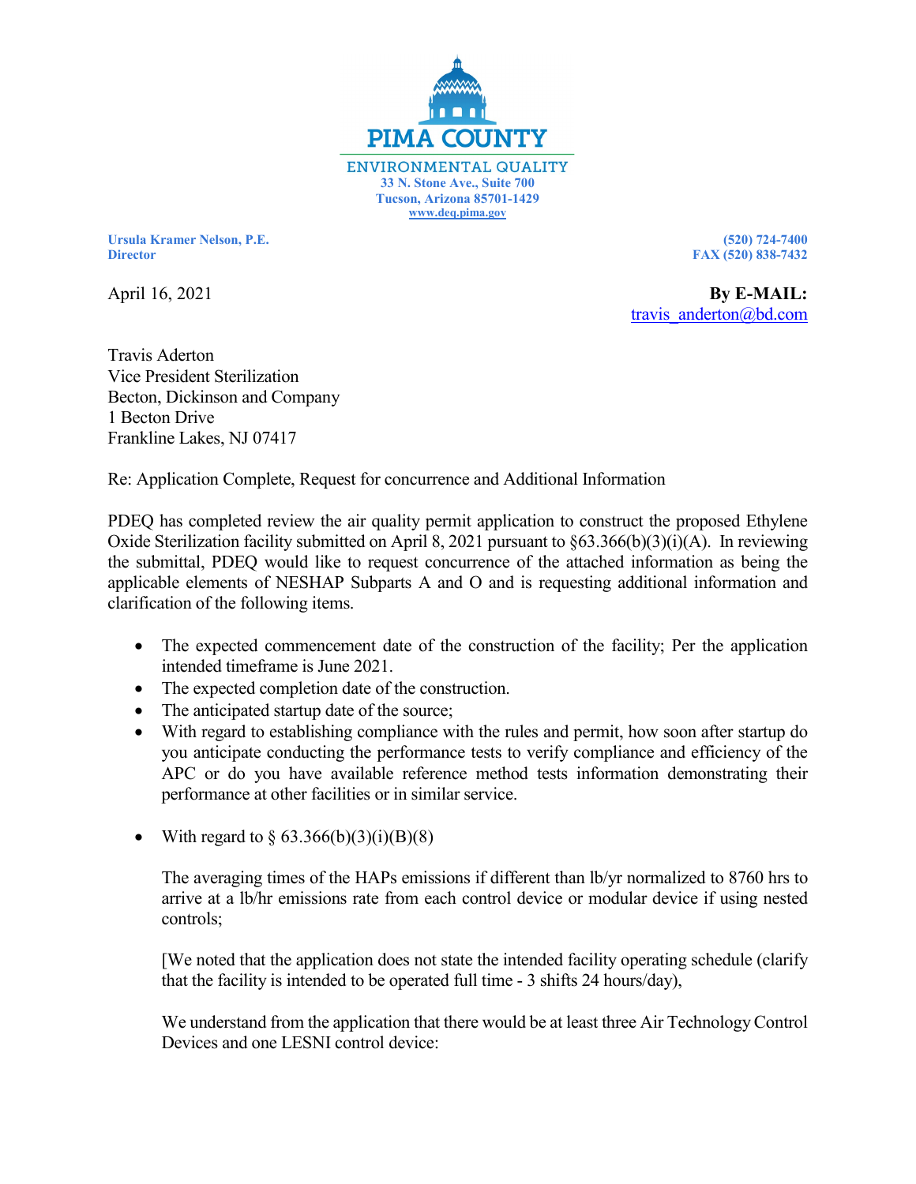PIMA COUNTY
ENVIRONMENTAL QUALITY
33 N. Stone Ave., Suite 700
Tucson, Arizona 85701-1429
www.deq.pima.gov

**Ursula Kramer Nelson, P.E.**
**Director**

**(520) 724-7400**
**FAX (520) 838-7432**

April 16, 2021

**By E-MAIL:**
travis_anderton@bd.com

Travis Aderton
Vice President Sterilization
Becton, Dickinson and Company
1 Becton Drive
Frankline Lakes, NJ 07417

Re: Application Complete, Request for concurrence and Additional Information

PDEQ has completed review the air quality permit application to construct the proposed Ethylene Oxide Sterilization facility submitted on April 8, 2021 pursuant to §63.366(b)(3)(i)(A). In reviewing the submittal, PDEQ would like to request concurrence of the attached information as being the applicable elements of NESHAP Subparts A and O and is requesting additional information and clarification of the following items.

- The expected commencement date of the construction of the facility; Per the application intended timeframe is June 2021.
- The expected completion date of the construction.
- The anticipated startup date of the source;
- With regard to establishing compliance with the rules and permit, how soon after startup do you anticipate conducting the performance tests to verify compliance and efficiency of the APC or do you have available reference method tests information demonstrating their performance at other facilities or in similar service.
- With regard to § 63.366(b)(3)(i)(B)(8)

  The averaging times of the HAPs emissions if different than lb/yr normalized to 8760 hrs to arrive at a lb/hr emissions rate from each control device or modular device if using nested controls;

  [We noted that the application does not state the intended facility operating schedule (clarify that the facility is intended to be operated full time - 3 shifts 24 hours/day),

  We understand from the application that there would be at least three Air Technology Control Devices and one LESNI control device: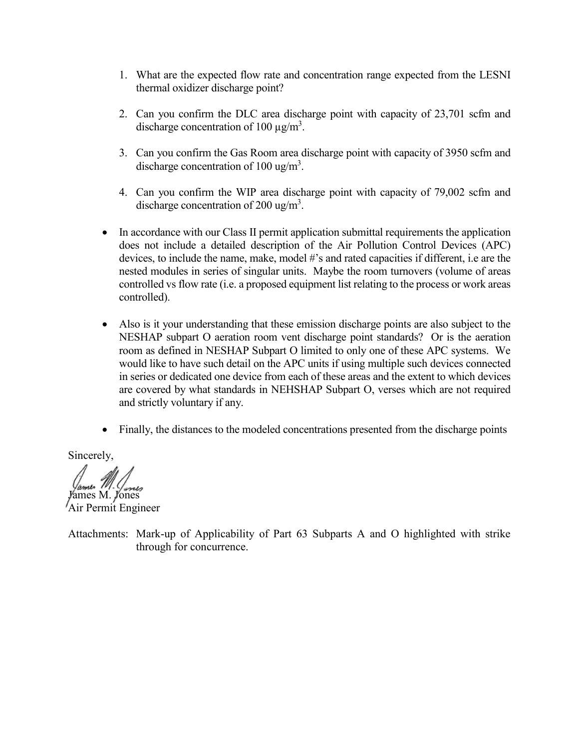1. What are the expected flow rate and concentration range expected from the LESNI thermal oxidizer discharge point?

2. Can you confirm the DLC area discharge point with capacity of 23,701 scfm and discharge concentration of 100 $\mu g/m^3$.

3. Can you confirm the Gas Room area discharge point with capacity of 3950 scfm and discharge concentration of 100 $ug/m^3$.

4. Can you confirm the WIP area discharge point with capacity of 79,002 scfm and discharge concentration of 200 $ug/m^3$.

- In accordance with our Class II permit application submittal requirements the application does not include a detailed description of the Air Pollution Control Devices (APC) devices, to include the name, make, model #'s and rated capacities if different, i.e are the nested modules in series of singular units. Maybe the room turnovers (volume of areas controlled vs flow rate (i.e. a proposed equipment list relating to the process or work areas controlled).

- Also is it your understanding that these emission discharge points are also subject to the NESHAP subpart O aeration room vent discharge point standards? Or is the aeration room as defined in NESHAP Subpart O limited to only one of these APC systems. We would like to have such detail on the APC units if using multiple such devices connected in series or dedicated one device from each of these areas and the extent to which devices are covered by what standards in NEHSHAP Subpart O, verses which are not required and strictly voluntary if any.

- Finally, the distances to the modeled concentrations presented from the discharge points

Sincerely,

James M. Jones
Air Permit Engineer

Attachments: Mark-up of Applicability of Part 63 Subparts A and O highlighted with strike through for concurrence.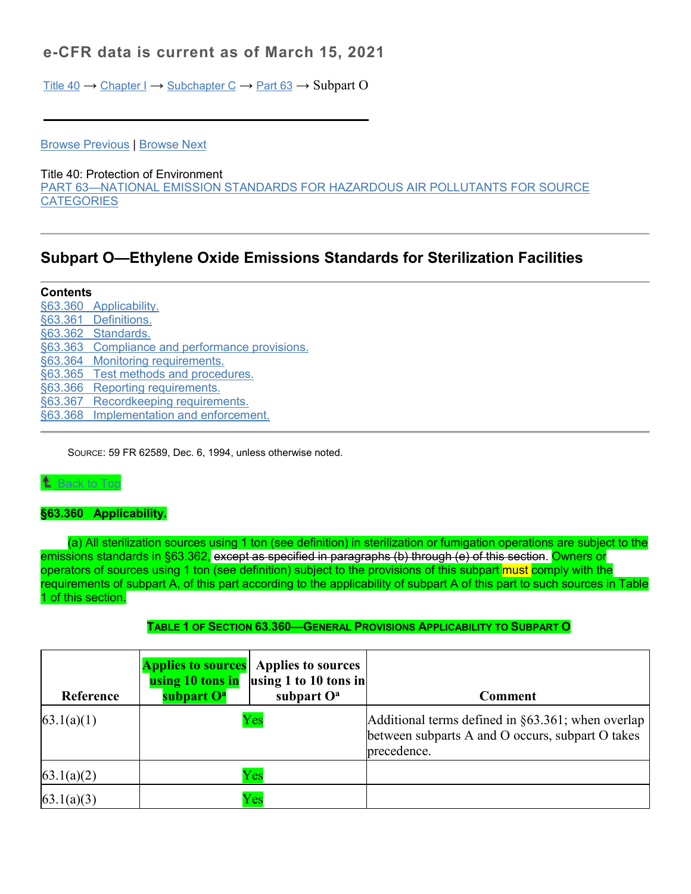**e-CFR data is current as of March 15, 2021**

Title 40 → Chapter I → Subchapter C → Part 63 → Subpart O

---

Browse Previous | Browse Next

Title 40: Protection of Environment
PART 63—NATIONAL EMISSION STANDARDS FOR HAZARDOUS AIR POLLUTANTS FOR SOURCE CATEGORIES

---

## Subpart O—Ethylene Oxide Emissions Standards for Sterilization Facilities

---

**Contents**

§63.360 Applicability.
§63.361 Definitions.
§63.362 Standards.
§63.363 Compliance and performance provisions.
§63.364 Monitoring requirements.
§63.365 Test methods and procedures.
§63.366 Reporting requirements.
§63.367 Recordkeeping requirements.
§63.368 Implementation and enforcement.

---

SOURCE: 59 FR 62589, Dec. 6, 1994, unless otherwise noted.

Back to Top

**§63.360 Applicability.**

(a) All sterilization sources using 1 ton (see definition) in sterilization or fumigation operations are subject to the emissions standards in §63.362, ~~except as specified in paragraphs (b) through (e) of this section.~~ Owners or operators of sources using 1 ton (see definition) subject to the provisions of this subpart must comply with the requirements of subpart A, of this part according to the applicability of subpart A of this part to such sources in Table 1 of this section.

**TABLE 1 OF SECTION 63.360—GENERAL PROVISIONS APPLICABILITY TO SUBPART O**

| Reference | Applies to sources using 10 tons in subpart O[a] | Applies to sources using 1 to 10 tons in subpart O[a] | Comment |
|---|---|---|---|
| 63.1(a)(1) | Yes | | Additional terms defined in §63.361; when overlap between subparts A and O occurs, subpart O takes precedence. |
| 63.1(a)(2) | Yes | | |
| 63.1(a)(3) | Yes | | |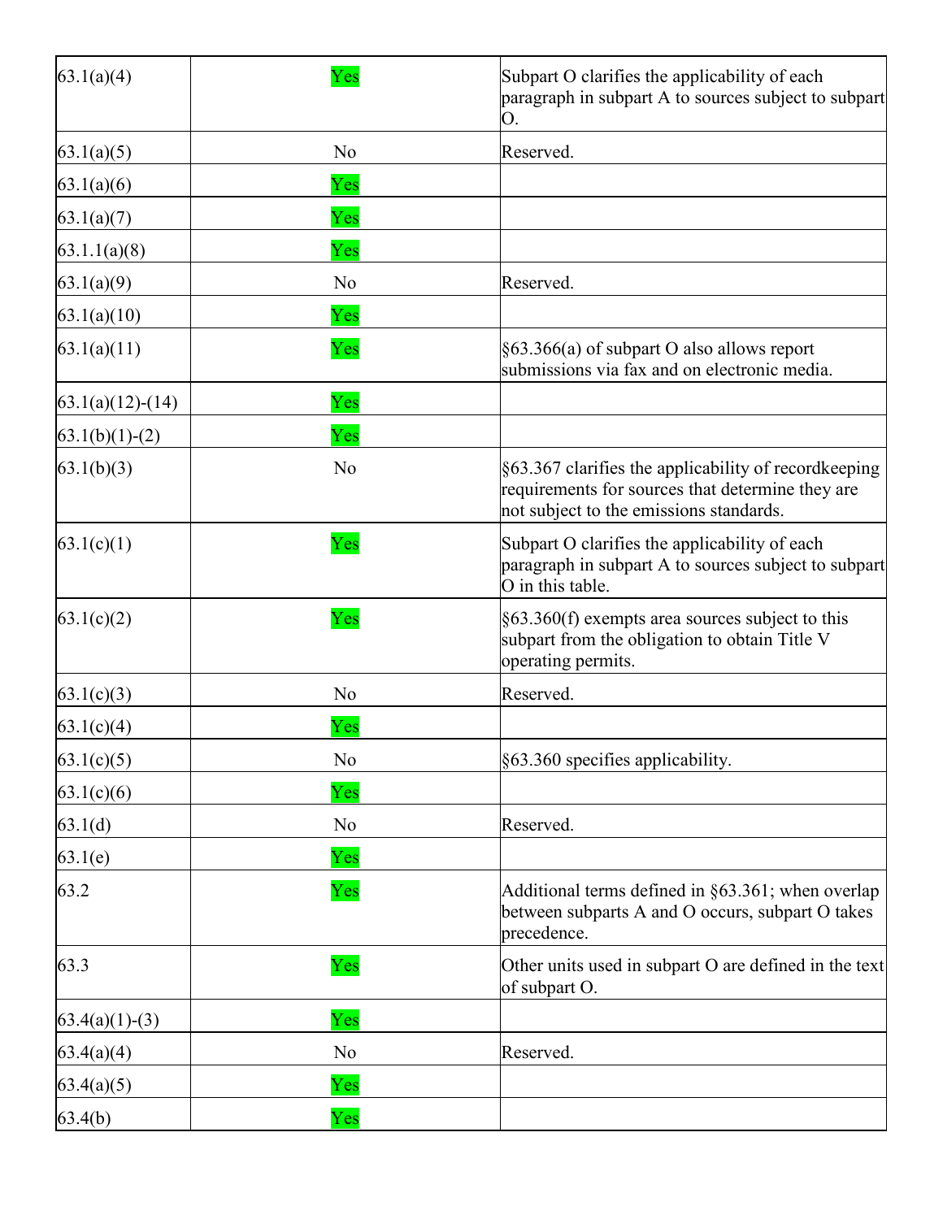| | | |
|---|---|---|
| 63.1(a)(4) | Yes | Subpart O clarifies the applicability of each paragraph in subpart A to sources subject to subpart O. |
| 63.1(a)(5) | No | Reserved. |
| 63.1(a)(6) | Yes | |
| 63.1(a)(7) | Yes | |
| 63.1.1(a)(8) | Yes | |
| 63.1(a)(9) | No | Reserved. |
| 63.1(a)(10) | Yes | |
| 63.1(a)(11) | Yes | §63.366(a) of subpart O also allows report submissions via fax and on electronic media. |
| 63.1(a)(12)-(14) | Yes | |
| 63.1(b)(1)-(2) | Yes | |
| 63.1(b)(3) | No | §63.367 clarifies the applicability of recordkeeping requirements for sources that determine they are not subject to the emissions standards. |
| 63.1(c)(1) | Yes | Subpart O clarifies the applicability of each paragraph in subpart A to sources subject to subpart O in this table. |
| 63.1(c)(2) | Yes | §63.360(f) exempts area sources subject to this subpart from the obligation to obtain Title V operating permits. |
| 63.1(c)(3) | No | Reserved. |
| 63.1(c)(4) | Yes | |
| 63.1(c)(5) | No | §63.360 specifies applicability. |
| 63.1(c)(6) | Yes | |
| 63.1(d) | No | Reserved. |
| 63.1(e) | Yes | |
| 63.2 | Yes | Additional terms defined in §63.361; when overlap between subparts A and O occurs, subpart O takes precedence. |
| 63.3 | Yes | Other units used in subpart O are defined in the text of subpart O. |
| 63.4(a)(1)-(3) | Yes | |
| 63.4(a)(4) | No | Reserved. |
| 63.4(a)(5) | Yes | |
| 63.4(b) | Yes | |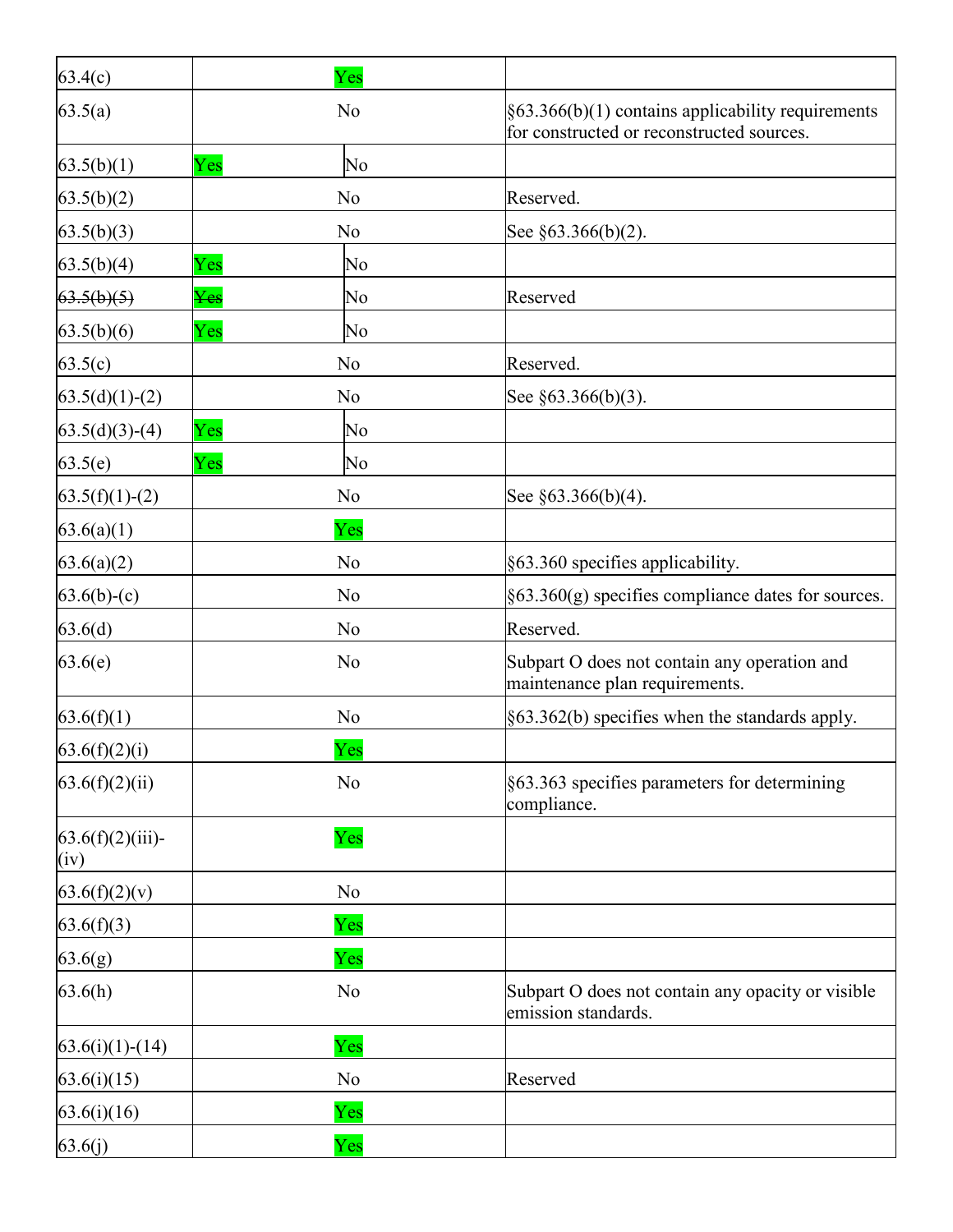| | | | |
|---|---|---|---|
| 63.4(c) | Yes | | |
| 63.5(a) | No | | §63.366(b)(1) contains applicability requirements for constructed or reconstructed sources. |
| 63.5(b)(1) | Yes | No | |
| 63.5(b)(2) | No | | Reserved. |
| 63.5(b)(3) | No | | See §63.366(b)(2). |
| 63.5(b)(4) | Yes | No | |
| ~~63.5(b)(5)~~ | ~~Yes~~ | No | Reserved |
| 63.5(b)(6) | Yes | No | |
| 63.5(c) | No | | Reserved. |
| 63.5(d)(1)-(2) | No | | See §63.366(b)(3). |
| 63.5(d)(3)-(4) | Yes | No | |
| 63.5(e) | Yes | No | |
| 63.5(f)(1)-(2) | No | | See §63.366(b)(4). |
| 63.6(a)(1) | Yes | | |
| 63.6(a)(2) | No | | §63.360 specifies applicability. |
| 63.6(b)-(c) | No | | §63.360(g) specifies compliance dates for sources. |
| 63.6(d) | No | | Reserved. |
| 63.6(e) | No | | Subpart O does not contain any operation and maintenance plan requirements. |
| 63.6(f)(1) | No | | §63.362(b) specifies when the standards apply. |
| 63.6(f)(2)(i) | Yes | | |
| 63.6(f)(2)(ii) | No | | §63.363 specifies parameters for determining compliance. |
| 63.6(f)(2)(iii)-(iv) | Yes | | |
| 63.6(f)(2)(v) | No | | |
| 63.6(f)(3) | Yes | | |
| 63.6(g) | Yes | | |
| 63.6(h) | No | | Subpart O does not contain any opacity or visible emission standards. |
| 63.6(i)(1)-(14) | Yes | | |
| 63.6(i)(15) | No | | Reserved |
| 63.6(i)(16) | Yes | | |
| 63.6(j) | Yes | | |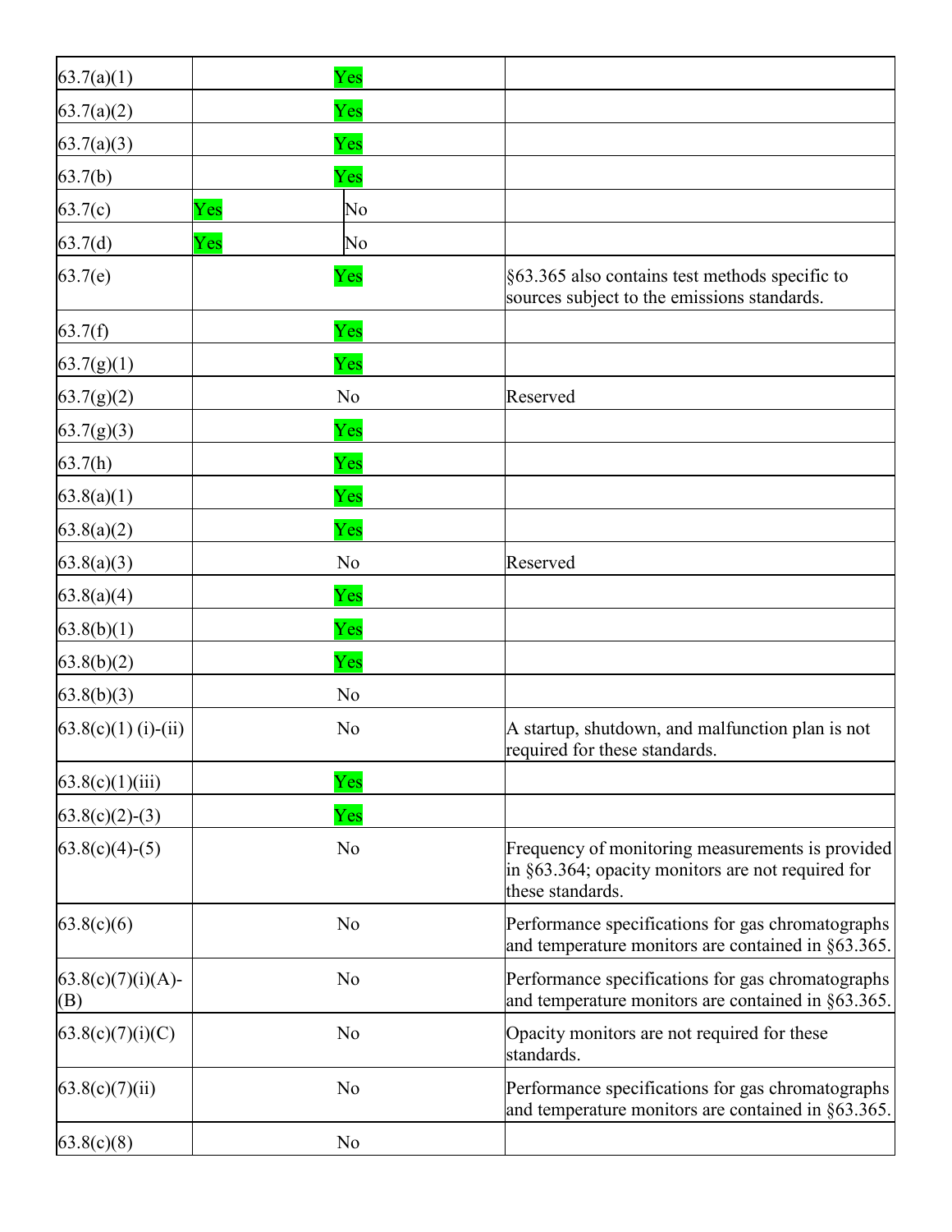| | | |
|---|---|---|
| 63.7(a)(1) | Yes | |
| 63.7(a)(2) | Yes | |
| 63.7(a)(3) | Yes | |
| 63.7(b) | Yes | |
| 63.7(c) | Yes / No | |
| 63.7(d) | Yes / No | |
| 63.7(e) | Yes | §63.365 also contains test methods specific to sources subject to the emissions standards. |
| 63.7(f) | Yes | |
| 63.7(g)(1) | Yes | |
| 63.7(g)(2) | No | Reserved |
| 63.7(g)(3) | Yes | |
| 63.7(h) | Yes | |
| 63.8(a)(1) | Yes | |
| 63.8(a)(2) | Yes | |
| 63.8(a)(3) | No | Reserved |
| 63.8(a)(4) | Yes | |
| 63.8(b)(1) | Yes | |
| 63.8(b)(2) | Yes | |
| 63.8(b)(3) | No | |
| 63.8(c)(1) (i)-(ii) | No | A startup, shutdown, and malfunction plan is not required for these standards. |
| 63.8(c)(1)(iii) | Yes | |
| 63.8(c)(2)-(3) | Yes | |
| 63.8(c)(4)-(5) | No | Frequency of monitoring measurements is provided in §63.364; opacity monitors are not required for these standards. |
| 63.8(c)(6) | No | Performance specifications for gas chromatographs and temperature monitors are contained in §63.365. |
| 63.8(c)(7)(i)(A)-(B) | No | Performance specifications for gas chromatographs and temperature monitors are contained in §63.365. |
| 63.8(c)(7)(i)(C) | No | Opacity monitors are not required for these standards. |
| 63.8(c)(7)(ii) | No | Performance specifications for gas chromatographs and temperature monitors are contained in §63.365. |
| 63.8(c)(8) | No | |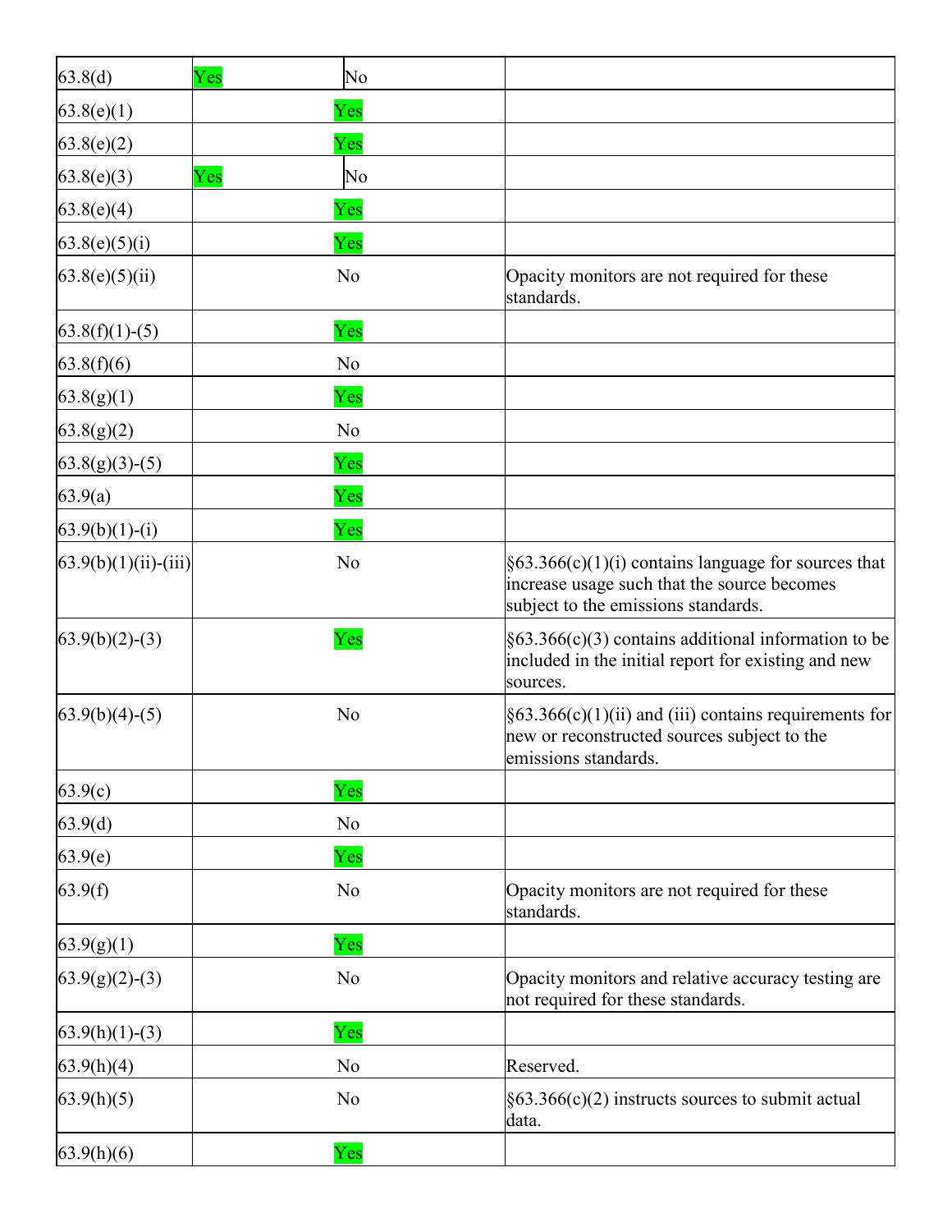| | | | |
|---|---|---|---|
| 63.8(d) | Yes | No | |
| 63.8(e)(1) | Yes | | |
| 63.8(e)(2) | Yes | | |
| 63.8(e)(3) | Yes | No | |
| 63.8(e)(4) | Yes | | |
| 63.8(e)(5)(i) | Yes | | |
| 63.8(e)(5)(ii) | No | | Opacity monitors are not required for these standards. |
| 63.8(f)(1)-(5) | Yes | | |
| 63.8(f)(6) | No | | |
| 63.8(g)(1) | Yes | | |
| 63.8(g)(2) | No | | |
| 63.8(g)(3)-(5) | Yes | | |
| 63.9(a) | Yes | | |
| 63.9(b)(1)-(i) | Yes | | |
| 63.9(b)(1)(ii)-(iii) | No | | §63.366(c)(1)(i) contains language for sources that increase usage such that the source becomes subject to the emissions standards. |
| 63.9(b)(2)-(3) | Yes | | §63.366(c)(3) contains additional information to be included in the initial report for existing and new sources. |
| 63.9(b)(4)-(5) | No | | §63.366(c)(1)(ii) and (iii) contains requirements for new or reconstructed sources subject to the emissions standards. |
| 63.9(c) | Yes | | |
| 63.9(d) | No | | |
| 63.9(e) | Yes | | |
| 63.9(f) | No | | Opacity monitors are not required for these standards. |
| 63.9(g)(1) | Yes | | |
| 63.9(g)(2)-(3) | No | | Opacity monitors and relative accuracy testing are not required for these standards. |
| 63.9(h)(1)-(3) | Yes | | |
| 63.9(h)(4) | No | | Reserved. |
| 63.9(h)(5) | No | | §63.366(c)(2) instructs sources to submit actual data. |
| 63.9(h)(6) | Yes | | |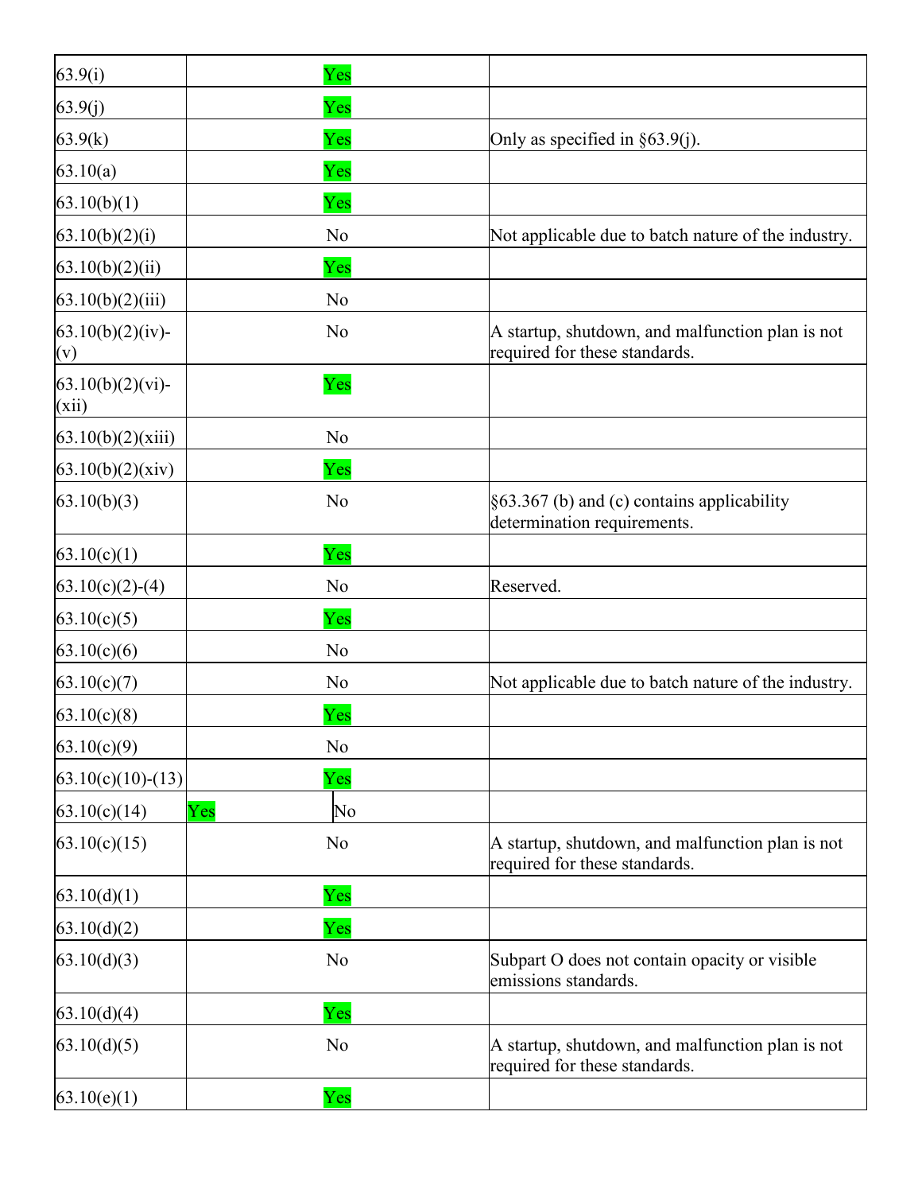| | | |
|---|---|---|
| 63.9(i) | Yes | |
| 63.9(j) | Yes | |
| 63.9(k) | Yes | Only as specified in §63.9(j). |
| 63.10(a) | Yes | |
| 63.10(b)(1) | Yes | |
| 63.10(b)(2)(i) | No | Not applicable due to batch nature of the industry. |
| 63.10(b)(2)(ii) | Yes | |
| 63.10(b)(2)(iii) | No | |
| 63.10(b)(2)(iv)-(v) | No | A startup, shutdown, and malfunction plan is not required for these standards. |
| 63.10(b)(2)(vi)-(xii) | Yes | |
| 63.10(b)(2)(xiii) | No | |
| 63.10(b)(2)(xiv) | Yes | |
| 63.10(b)(3) | No | §63.367 (b) and (c) contains applicability determination requirements. |
| 63.10(c)(1) | Yes | |
| 63.10(c)(2)-(4) | No | Reserved. |
| 63.10(c)(5) | Yes | |
| 63.10(c)(6) | No | |
| 63.10(c)(7) | No | Not applicable due to batch nature of the industry. |
| 63.10(c)(8) | Yes | |
| 63.10(c)(9) | No | |
| 63.10(c)(10)-(13) | Yes | |
| 63.10(c)(14) | Yes / No | |
| 63.10(c)(15) | No | A startup, shutdown, and malfunction plan is not required for these standards. |
| 63.10(d)(1) | Yes | |
| 63.10(d)(2) | Yes | |
| 63.10(d)(3) | No | Subpart O does not contain opacity or visible emissions standards. |
| 63.10(d)(4) | Yes | |
| 63.10(d)(5) | No | A startup, shutdown, and malfunction plan is not required for these standards. |
| 63.10(e)(1) | Yes | |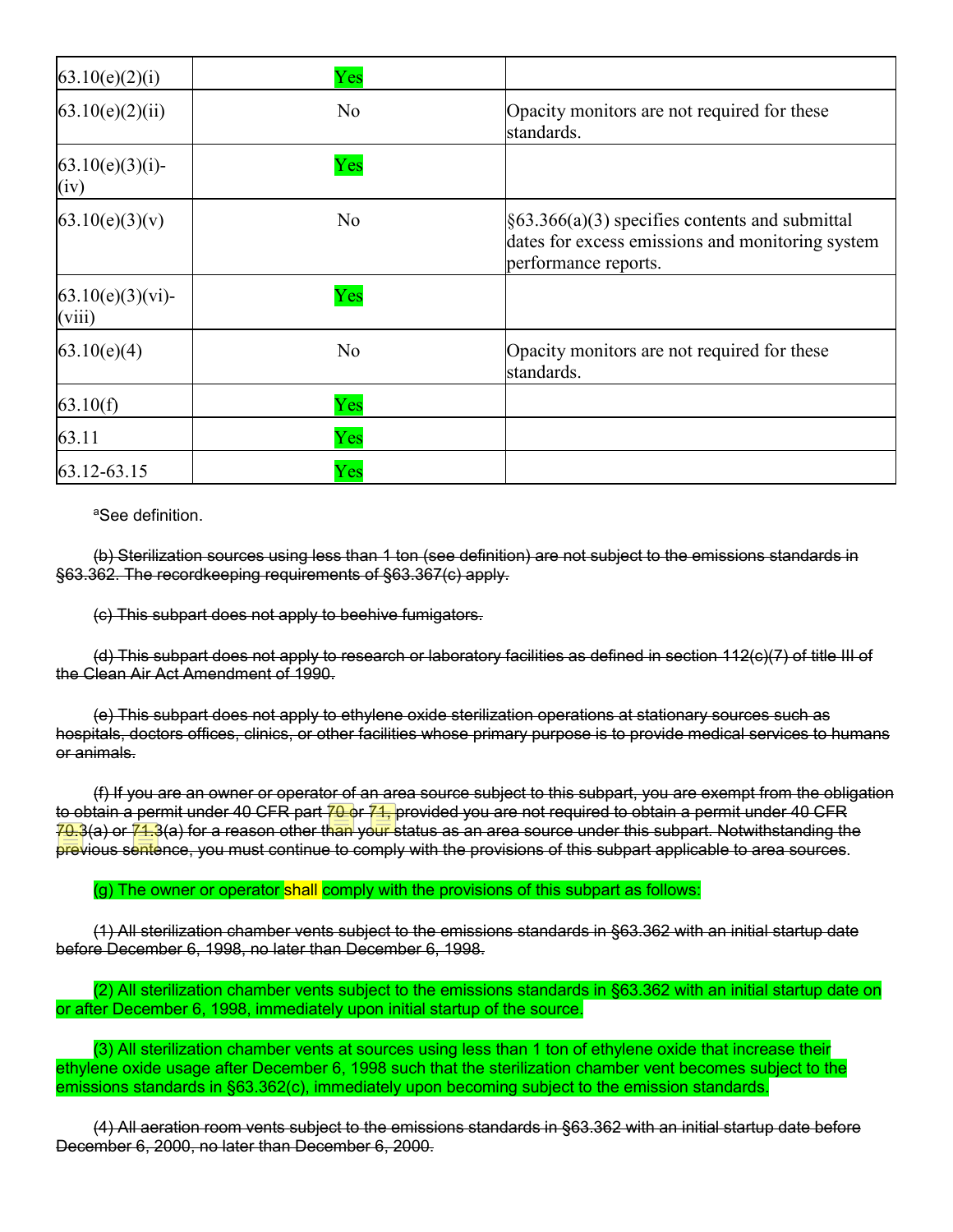| 63.10(e)(2)(i) | Yes | |
|---|---|---|
| 63.10(e)(2)(ii) | No | Opacity monitors are not required for these standards. |
| 63.10(e)(3)(i)-(iv) | Yes | |
| 63.10(e)(3)(v) | No | §63.366(a)(3) specifies contents and submittal dates for excess emissions and monitoring system performance reports. |
| 63.10(e)(3)(vi)-(viii) | Yes | |
| 63.10(e)(4) | No | Opacity monitors are not required for these standards. |
| 63.10(f) | Yes | |
| 63.11 | Yes | |
| 63.12-63.15 | Yes | |

[a]See definition.

~~(b) Sterilization sources using less than 1 ton (see definition) are not subject to the emissions standards in §63.362. The recordkeeping requirements of §63.367(c) apply.~~

~~(c) This subpart does not apply to beehive fumigators.~~

~~(d) This subpart does not apply to research or laboratory facilities as defined in section 112(c)(7) of title III of the Clean Air Act Amendment of 1990.~~

~~(e) This subpart does not apply to ethylene oxide sterilization operations at stationary sources such as hospitals, doctors offices, clinics, or other facilities whose primary purpose is to provide medical services to humans or animals.~~

~~(f) If you are an owner or operator of an area source subject to this subpart, you are exempt from the obligation to obtain a permit under 40 CFR part 70 or 71, provided you are not required to obtain a permit under 40 CFR 70.3(a) or 71.3(a) for a reason other than your status as an area source under this subpart. Notwithstanding the previous sentence, you must continue to comply with the provisions of this subpart applicable to area sources.~~

(g) The owner or operator shall comply with the provisions of this subpart as follows:

~~(1) All sterilization chamber vents subject to the emissions standards in §63.362 with an initial startup date before December 6, 1998, no later than December 6, 1998.~~

(2) All sterilization chamber vents subject to the emissions standards in §63.362 with an initial startup date on or after December 6, 1998, immediately upon initial startup of the source.

(3) All sterilization chamber vents at sources using less than 1 ton of ethylene oxide that increase their ethylene oxide usage after December 6, 1998 such that the sterilization chamber vent becomes subject to the emissions standards in §63.362(c), immediately upon becoming subject to the emission standards.

~~(4) All aeration room vents subject to the emissions standards in §63.362 with an initial startup date before December 6, 2000, no later than December 6, 2000.~~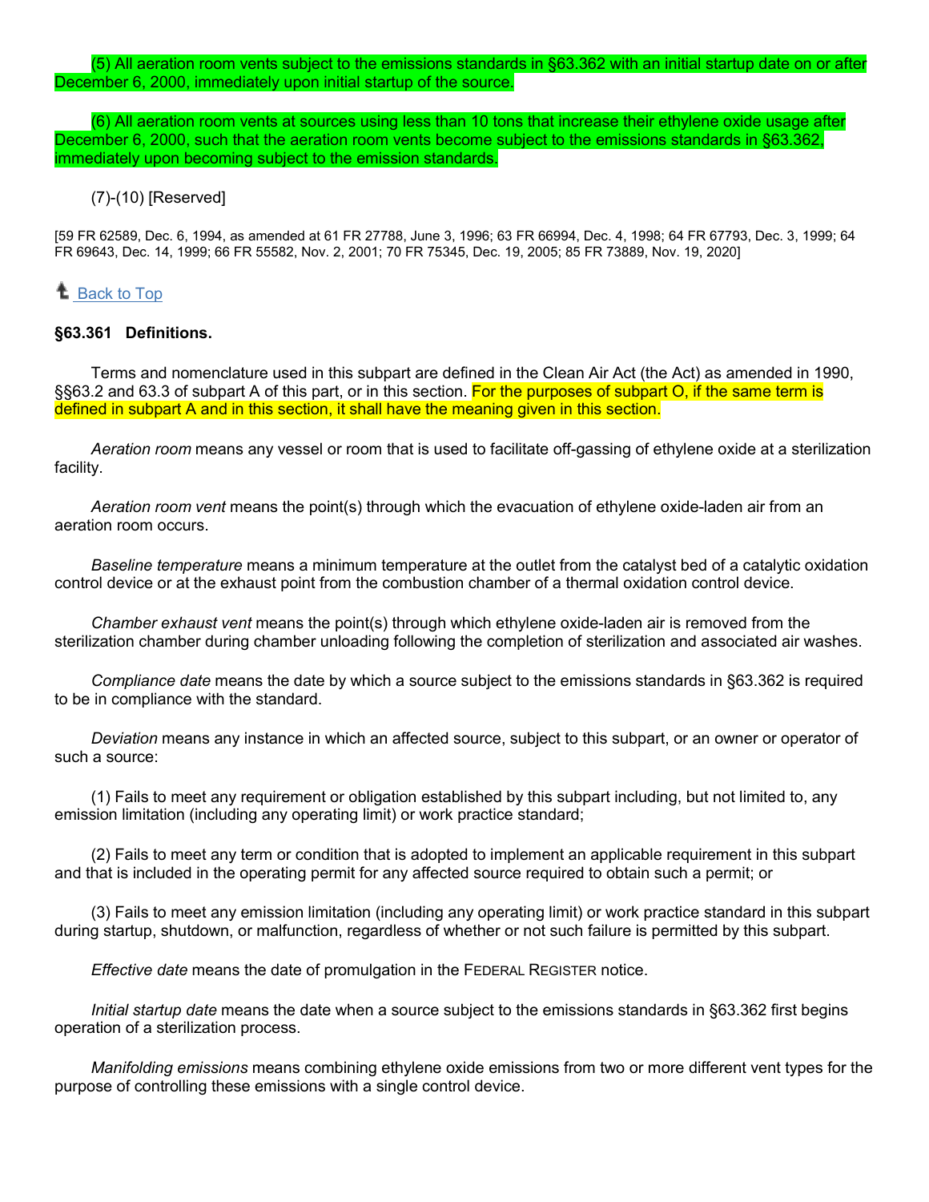(5) All aeration room vents subject to the emissions standards in §63.362 with an initial startup date on or after December 6, 2000, immediately upon initial startup of the source.

(6) All aeration room vents at sources using less than 10 tons that increase their ethylene oxide usage after December 6, 2000, such that the aeration room vents become subject to the emissions standards in §63.362, immediately upon becoming subject to the emission standards.

(7)-(10) [Reserved]

[59 FR 62589, Dec. 6, 1994, as amended at 61 FR 27788, June 3, 1996; 63 FR 66994, Dec. 4, 1998; 64 FR 67793, Dec. 3, 1999; 64 FR 69643, Dec. 14, 1999; 66 FR 55582, Nov. 2, 2001; 70 FR 75345, Dec. 19, 2005; 85 FR 73889, Nov. 19, 2020]

Back to Top

### §63.361 Definitions.

Terms and nomenclature used in this subpart are defined in the Clean Air Act (the Act) as amended in 1990, §§63.2 and 63.3 of subpart A of this part, or in this section. For the purposes of subpart O, if the same term is defined in subpart A and in this section, it shall have the meaning given in this section.

*Aeration room* means any vessel or room that is used to facilitate off-gassing of ethylene oxide at a sterilization facility.

*Aeration room vent* means the point(s) through which the evacuation of ethylene oxide-laden air from an aeration room occurs.

*Baseline temperature* means a minimum temperature at the outlet from the catalyst bed of a catalytic oxidation control device or at the exhaust point from the combustion chamber of a thermal oxidation control device.

*Chamber exhaust vent* means the point(s) through which ethylene oxide-laden air is removed from the sterilization chamber during chamber unloading following the completion of sterilization and associated air washes.

*Compliance date* means the date by which a source subject to the emissions standards in §63.362 is required to be in compliance with the standard.

*Deviation* means any instance in which an affected source, subject to this subpart, or an owner or operator of such a source:

(1) Fails to meet any requirement or obligation established by this subpart including, but not limited to, any emission limitation (including any operating limit) or work practice standard;

(2) Fails to meet any term or condition that is adopted to implement an applicable requirement in this subpart and that is included in the operating permit for any affected source required to obtain such a permit; or

(3) Fails to meet any emission limitation (including any operating limit) or work practice standard in this subpart during startup, shutdown, or malfunction, regardless of whether or not such failure is permitted by this subpart.

*Effective date* means the date of promulgation in the FEDERAL REGISTER notice.

*Initial startup date* means the date when a source subject to the emissions standards in §63.362 first begins operation of a sterilization process.

*Manifolding emissions* means combining ethylene oxide emissions from two or more different vent types for the purpose of controlling these emissions with a single control device.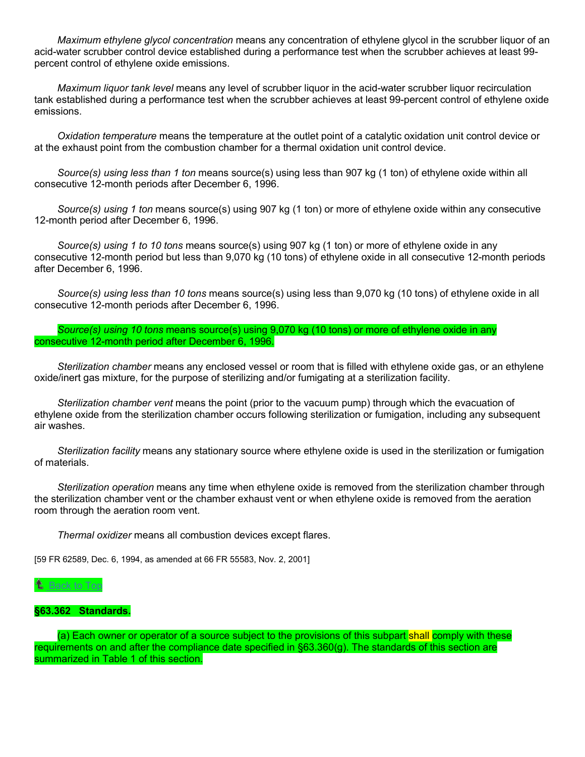*Maximum ethylene glycol concentration* means any concentration of ethylene glycol in the scrubber liquor of an acid-water scrubber control device established during a performance test when the scrubber achieves at least 99-percent control of ethylene oxide emissions.

*Maximum liquor tank level* means any level of scrubber liquor in the acid-water scrubber liquor recirculation tank established during a performance test when the scrubber achieves at least 99-percent control of ethylene oxide emissions.

*Oxidation temperature* means the temperature at the outlet point of a catalytic oxidation unit control device or at the exhaust point from the combustion chamber for a thermal oxidation unit control device.

*Source(s) using less than 1 ton* means source(s) using less than 907 kg (1 ton) of ethylene oxide within all consecutive 12-month periods after December 6, 1996.

*Source(s) using 1 ton* means source(s) using 907 kg (1 ton) or more of ethylene oxide within any consecutive 12-month period after December 6, 1996.

*Source(s) using 1 to 10 tons* means source(s) using 907 kg (1 ton) or more of ethylene oxide in any consecutive 12-month period but less than 9,070 kg (10 tons) of ethylene oxide in all consecutive 12-month periods after December 6, 1996.

*Source(s) using less than 10 tons* means source(s) using less than 9,070 kg (10 tons) of ethylene oxide in all consecutive 12-month periods after December 6, 1996.

*Source(s) using 10 tons* means source(s) using 9,070 kg (10 tons) or more of ethylene oxide in any consecutive 12-month period after December 6, 1996.

*Sterilization chamber* means any enclosed vessel or room that is filled with ethylene oxide gas, or an ethylene oxide/inert gas mixture, for the purpose of sterilizing and/or fumigating at a sterilization facility.

*Sterilization chamber vent* means the point (prior to the vacuum pump) through which the evacuation of ethylene oxide from the sterilization chamber occurs following sterilization or fumigation, including any subsequent air washes.

*Sterilization facility* means any stationary source where ethylene oxide is used in the sterilization or fumigation of materials.

*Sterilization operation* means any time when ethylene oxide is removed from the sterilization chamber through the sterilization chamber vent or the chamber exhaust vent or when ethylene oxide is removed from the aeration room through the aeration room vent.

*Thermal oxidizer* means all combustion devices except flares.

[59 FR 62589, Dec. 6, 1994, as amended at 66 FR 55583, Nov. 2, 2001]

Back to Top

**§63.362 Standards.**

(a) Each owner or operator of a source subject to the provisions of this subpart shall comply with these requirements on and after the compliance date specified in §63.360(g). The standards of this section are summarized in Table 1 of this section.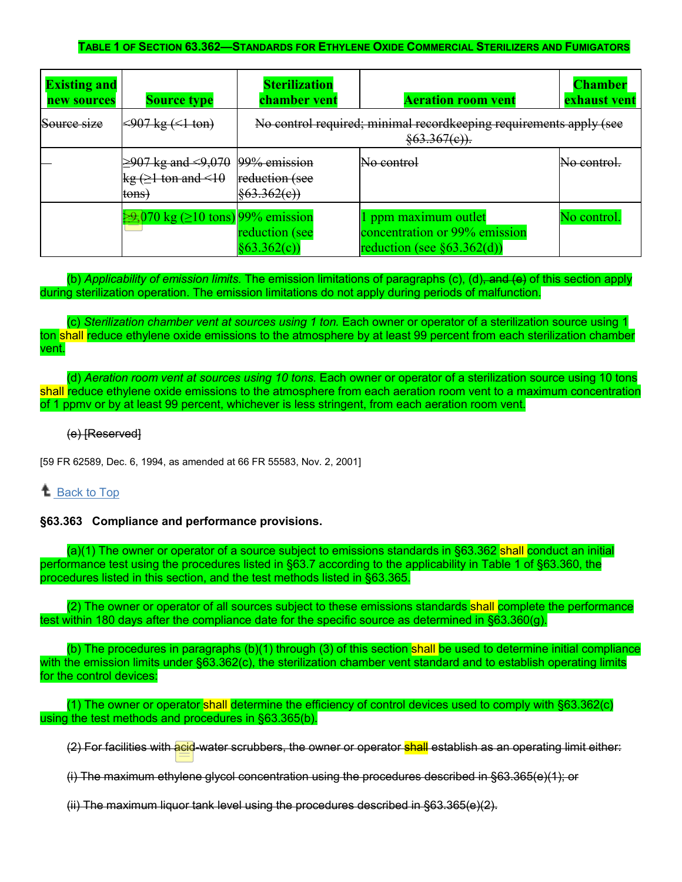**TABLE 1 OF SECTION 63.362—STANDARDS FOR ETHYLENE OXIDE COMMERCIAL STERILIZERS AND FUMIGATORS**

| Existing and new sources | Source type | Sterilization chamber vent | Aeration room vent | Chamber exhaust vent |
|---|---|---|---|---|
| ~~Source size~~ | ~~<907 kg (<1 ton)~~ | ~~No control required; minimal recordkeeping requirements apply (see §63.367(c)).~~ | | |
| ~~—~~ | ~~≥907 kg and <9,070 kg (≥1 ton and <10 tons)~~ | ~~99% emission reduction (see §63.362(c))~~ | ~~No control~~ | ~~No control.~~ |
| | ~~≥9,~~070 kg (≥10 tons) | 99% emission reduction (see §63.362(c)) | 1 ppm maximum outlet concentration or 99% emission reduction (see §63.362(d)) | No control. |

(b) *Applicability of emission limits.* The emission limitations of paragraphs (c), (d)~~, and (e)~~ of this section apply during sterilization operation. The emission limitations do not apply during periods of malfunction.

(c) *Sterilization chamber vent at sources using 1 ton.* Each owner or operator of a sterilization source using 1 ton shall reduce ethylene oxide emissions to the atmosphere by at least 99 percent from each sterilization chamber vent.

(d) *Aeration room vent at sources using 10 tons.* Each owner or operator of a sterilization source using 10 tons shall reduce ethylene oxide emissions to the atmosphere from each aeration room vent to a maximum concentration of 1 ppmv or by at least 99 percent, whichever is less stringent, from each aeration room vent.

~~(e) [Reserved]~~

[59 FR 62589, Dec. 6, 1994, as amended at 66 FR 55583, Nov. 2, 2001]

Back to Top

**§63.363 Compliance and performance provisions.**

(a)(1) The owner or operator of a source subject to emissions standards in §63.362 shall conduct an initial performance test using the procedures listed in §63.7 according to the applicability in Table 1 of §63.360, the procedures listed in this section, and the test methods listed in §63.365.

(2) The owner or operator of all sources subject to these emissions standards shall complete the performance test within 180 days after the compliance date for the specific source as determined in §63.360(g).

(b) The procedures in paragraphs (b)(1) through (3) of this section shall be used to determine initial compliance with the emission limits under §63.362(c), the sterilization chamber vent standard and to establish operating limits for the control devices:

(1) The owner or operator shall determine the efficiency of control devices used to comply with §63.362(c) using the test methods and procedures in §63.365(b).

~~(2) For facilities with acid-water scrubbers, the owner or operator shall establish as an operating limit either:~~

~~(i) The maximum ethylene glycol concentration using the procedures described in §63.365(e)(1); or~~

~~(ii) The maximum liquor tank level using the procedures described in §63.365(e)(2).~~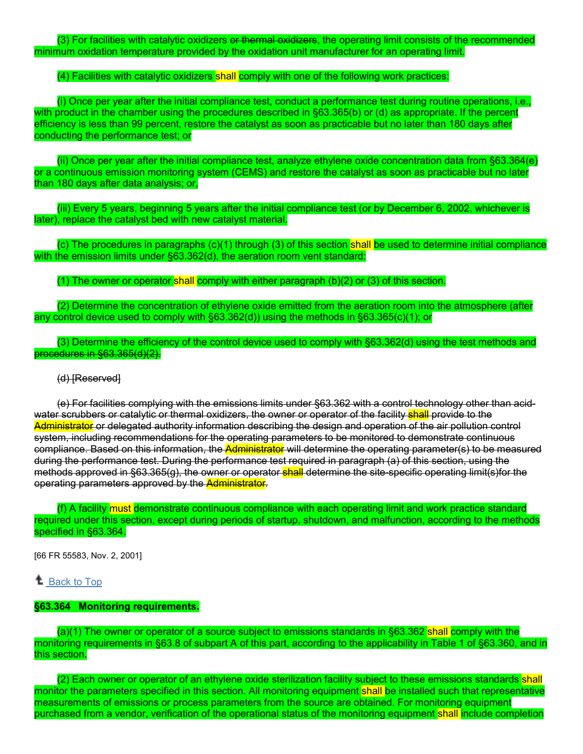(3) For facilities with catalytic oxidizers ~~or thermal oxidizers~~, the operating limit consists of the recommended minimum oxidation temperature provided by the oxidation unit manufacturer for an operating limit.

(4) Facilities with catalytic oxidizers shall comply with one of the following work practices:

(i) Once per year after the initial compliance test, conduct a performance test during routine operations, i.e., with product in the chamber using the procedures described in §63.365(b) or (d) as appropriate. If the percent efficiency is less than 99 percent, restore the catalyst as soon as practicable but no later than 180 days after conducting the performance test; or

(ii) Once per year after the initial compliance test, analyze ethylene oxide concentration data from §63.364(e) or a continuous emission monitoring system (CEMS) and restore the catalyst as soon as practicable but no later than 180 days after data analysis; or,

(iii) Every 5 years, beginning 5 years after the initial compliance test (or by December 6, 2002, whichever is later), replace the catalyst bed with new catalyst material.

(c) The procedures in paragraphs (c)(1) through (3) of this section shall be used to determine initial compliance with the emission limits under §63.362(d), the aeration room vent standard:

(1) The owner or operator shall comply with either paragraph (b)(2) or (3) of this section.

(2) Determine the concentration of ethylene oxide emitted from the aeration room into the atmosphere (after any control device used to comply with §63.362(d)) using the methods in §63.365(c)(1); or

(3) Determine the efficiency of the control device used to comply with §63.362(d) using the test methods and ~~procedures in §63.365(d)(2).~~

~~(d) [Reserved]~~

~~(e) For facilities complying with the emissions limits under §63.362 with a control technology other than acid-water scrubbers or catalytic or thermal oxidizers, the owner or operator of the facility shall provide to the Administrator or delegated authority information describing the design and operation of the air pollution control system, including recommendations for the operating parameters to be monitored to demonstrate continuous compliance. Based on this information, the Administrator will determine the operating parameter(s) to be measured during the performance test. During the performance test required in paragraph (a) of this section, using the methods approved in §63.365(g), the owner or operator shall determine the site-specific operating limit(s)for the operating parameters approved by the Administrator.~~

(f) A facility must demonstrate continuous compliance with each operating limit and work practice standard required under this section, except during periods of startup, shutdown, and malfunction, according to the methods specified in §63.364.

[66 FR 55583, Nov. 2, 2001]

Back to Top

**§63.364 Monitoring requirements.**

(a)(1) The owner or operator of a source subject to emissions standards in §63.362 shall comply with the monitoring requirements in §63.8 of subpart A of this part, according to the applicability in Table 1 of §63.360, and in this section.

(2) Each owner or operator of an ethylene oxide sterilization facility subject to these emissions standards shall monitor the parameters specified in this section. All monitoring equipment shall be installed such that representative measurements of emissions or process parameters from the source are obtained. For monitoring equipment purchased from a vendor, verification of the operational status of the monitoring equipment shall include completion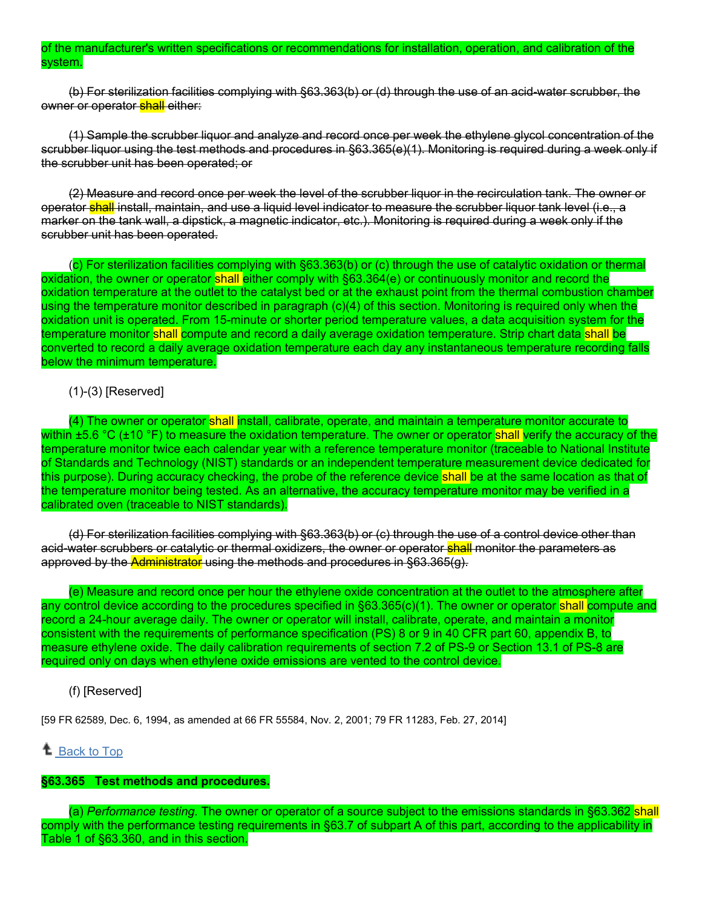of the manufacturer's written specifications or recommendations for installation, operation, and calibration of the system.

~~(b) For sterilization facilities complying with §63.363(b) or (d) through the use of an acid-water scrubber, the owner or operator shall either:~~

~~(1) Sample the scrubber liquor and analyze and record once per week the ethylene glycol concentration of the scrubber liquor using the test methods and procedures in §63.365(e)(1). Monitoring is required during a week only if the scrubber unit has been operated; or~~

~~(2) Measure and record once per week the level of the scrubber liquor in the recirculation tank. The owner or operator shall install, maintain, and use a liquid level indicator to measure the scrubber liquor tank level (i.e., a marker on the tank wall, a dipstick, a magnetic indicator, etc.). Monitoring is required during a week only if the scrubber unit has been operated.~~

(c) For sterilization facilities complying with §63.363(b) or (c) through the use of catalytic oxidation or thermal oxidation, the owner or operator shall either comply with §63.364(e) or continuously monitor and record the oxidation temperature at the outlet to the catalyst bed or at the exhaust point from the thermal combustion chamber using the temperature monitor described in paragraph (c)(4) of this section. Monitoring is required only when the oxidation unit is operated. From 15-minute or shorter period temperature values, a data acquisition system for the temperature monitor shall compute and record a daily average oxidation temperature. Strip chart data shall be converted to record a daily average oxidation temperature each day any instantaneous temperature recording falls below the minimum temperature.

(1)-(3) [Reserved]

(4) The owner or operator shall install, calibrate, operate, and maintain a temperature monitor accurate to within ±5.6 °C (±10 °F) to measure the oxidation temperature. The owner or operator shall verify the accuracy of the temperature monitor twice each calendar year with a reference temperature monitor (traceable to National Institute of Standards and Technology (NIST) standards or an independent temperature measurement device dedicated for this purpose). During accuracy checking, the probe of the reference device shall be at the same location as that of the temperature monitor being tested. As an alternative, the accuracy temperature monitor may be verified in a calibrated oven (traceable to NIST standards).

~~(d) For sterilization facilities complying with §63.363(b) or (c) through the use of a control device other than acid-water scrubbers or catalytic or thermal oxidizers, the owner or operator shall monitor the parameters as approved by the Administrator using the methods and procedures in §63.365(g).~~

(e) Measure and record once per hour the ethylene oxide concentration at the outlet to the atmosphere after any control device according to the procedures specified in §63.365(c)(1). The owner or operator shall compute and record a 24-hour average daily. The owner or operator will install, calibrate, operate, and maintain a monitor consistent with the requirements of performance specification (PS) 8 or 9 in 40 CFR part 60, appendix B, to measure ethylene oxide. The daily calibration requirements of section 7.2 of PS-9 or Section 13.1 of PS-8 are required only on days when ethylene oxide emissions are vented to the control device.

(f) [Reserved]

[59 FR 62589, Dec. 6, 1994, as amended at 66 FR 55584, Nov. 2, 2001; 79 FR 11283, Feb. 27, 2014]

Back to Top

## §63.365 Test methods and procedures.

(a) *Performance testing.* The owner or operator of a source subject to the emissions standards in §63.362 shall comply with the performance testing requirements in §63.7 of subpart A of this part, according to the applicability in Table 1 of §63.360, and in this section.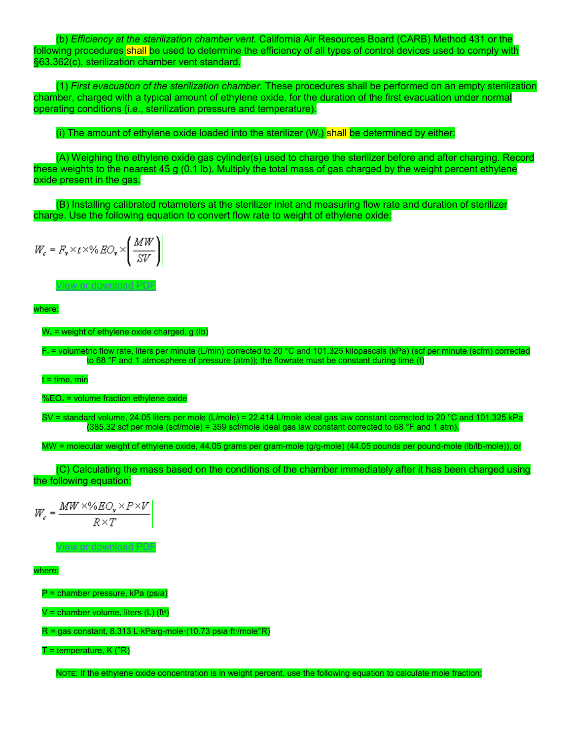(b) *Efficiency at the sterilization chamber vent.* California Air Resources Board (CARB) Method 431 or the following procedures shall be used to determine the efficiency of all types of control devices used to comply with §63.362(c), sterilization chamber vent standard.

(1) *First evacuation of the sterilization chamber.* These procedures shall be performed on an empty sterilization chamber, charged with a typical amount of ethylene oxide, for the duration of the first evacuation under normal operating conditions (i.e., sterilization pressure and temperature).

(i) The amount of ethylene oxide loaded into the sterilizer ($W_c$) shall be determined by either:

(A) Weighing the ethylene oxide gas cylinder(s) used to charge the sterilizer before and after charging. Record these weights to the nearest 45 g (0.1 lb). Multiply the total mass of gas charged by the weight percent ethylene oxide present in the gas.

(B) Installing calibrated rotameters at the sterilizer inlet and measuring flow rate and duration of sterilizer charge. Use the following equation to convert flow rate to weight of ethylene oxide:

$$W_c = F_v \times t \times \%EO_v \times \left(\frac{MW}{SV}\right)$$

View or download PDF

where:

$W_c$ = weight of ethylene oxide charged, g (lb)

$F_v$ = volumetric flow rate, liters per minute (L/min) corrected to 20 °C and 101.325 kilopascals (kPa) (scf per minute (scfm) corrected to 68 °F and 1 atmosphere of pressure (atm)); the flowrate must be constant during time (t)

t = time, min

$\%EO_v$ = volume fraction ethylene oxide

SV = standard volume, 24.05 liters per mole (L/mole) = 22.414 L/mole ideal gas law constant corrected to 20 °C and 101.325 kPa (385.32 scf per mole (scf/mole) = 359 scf/mole ideal gas law constant corrected to 68 °F and 1 atm).

MW = molecular weight of ethylene oxide, 44.05 grams per gram-mole (g/g-mole) (44.05 pounds per pound-mole (lb/lb-mole)), or

(C) Calculating the mass based on the conditions of the chamber immediately after it has been charged using the following equation:

$$W_c = \frac{MW \times \%EO_v \times P \times V}{R \times T}$$

View or download PDF

where:

P = chamber pressure, kPa (psia)

V = chamber volume, liters (L) ($ft^3$)

R = gas constant, 8.313 L·kPa/g-mole·(10.73 psia·$ft^3$/mole°R)

T = temperature, K (°R)

NOTE: If the ethylene oxide concentration is in weight percent, use the following equation to calculate mole fraction: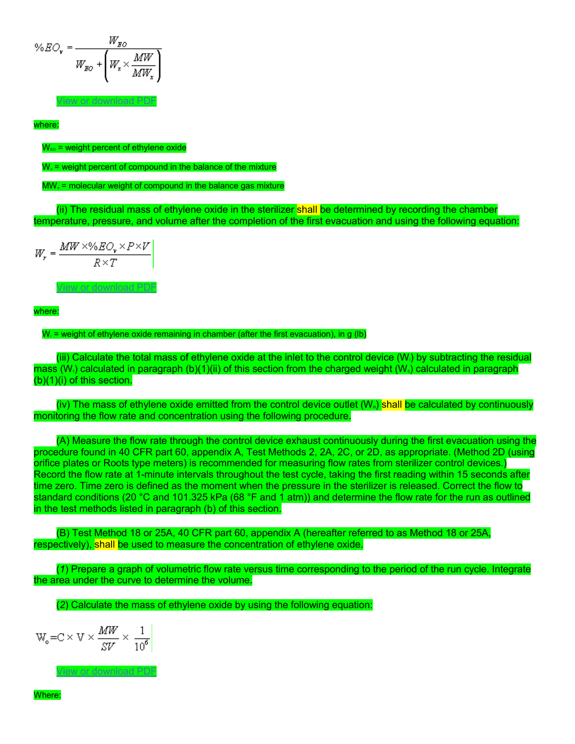$$\%EO_v = \frac{W_{EO}}{W_{EO} + \left(W_x \times \frac{MW}{MW_x}\right)}$$

View or download PDF

where:

$W_{EO}$ = weight percent of ethylene oxide

$W_x$ = weight percent of compound in the balance of the mixture

$MW_x$ = molecular weight of compound in the balance gas mixture

(ii) The residual mass of ethylene oxide in the sterilizer shall be determined by recording the chamber temperature, pressure, and volume after the completion of the first evacuation and using the following equation:

$$W_r = \frac{MW \times \%EO_v \times P \times V}{R \times T}$$

View or download PDF

where:

$W_r$ = weight of ethylene oxide remaining in chamber (after the first evacuation), in g (lb)

(iii) Calculate the total mass of ethylene oxide at the inlet to the control device ($W_i$) by subtracting the residual mass ($W_r$) calculated in paragraph (b)(1)(ii) of this section from the charged weight ($W_c$) calculated in paragraph (b)(1)(i) of this section.

(iv) The mass of ethylene oxide emitted from the control device outlet ($W_o$) shall be calculated by continuously monitoring the flow rate and concentration using the following procedure.

(A) Measure the flow rate through the control device exhaust continuously during the first evacuation using the procedure found in 40 CFR part 60, appendix A, Test Methods 2, 2A, 2C, or 2D, as appropriate. (Method 2D (using orifice plates or Roots type meters) is recommended for measuring flow rates from sterilizer control devices.) Record the flow rate at 1-minute intervals throughout the test cycle, taking the first reading within 15 seconds after time zero. Time zero is defined as the moment when the pressure in the sterilizer is released. Correct the flow to standard conditions (20 °C and 101.325 kPa (68 °F and 1 atm)) and determine the flow rate for the run as outlined in the test methods listed in paragraph (b) of this section.

(B) Test Method 18 or 25A, 40 CFR part 60, appendix A (hereafter referred to as Method 18 or 25A, respectively), shall be used to measure the concentration of ethylene oxide.

(*1*) Prepare a graph of volumetric flow rate versus time corresponding to the period of the run cycle. Integrate the area under the curve to determine the volume.

(*2*) Calculate the mass of ethylene oxide by using the following equation:

$$W_o = C \times V \times \frac{MW}{SV} \times \frac{1}{10^6}$$

View or download PDF

Where: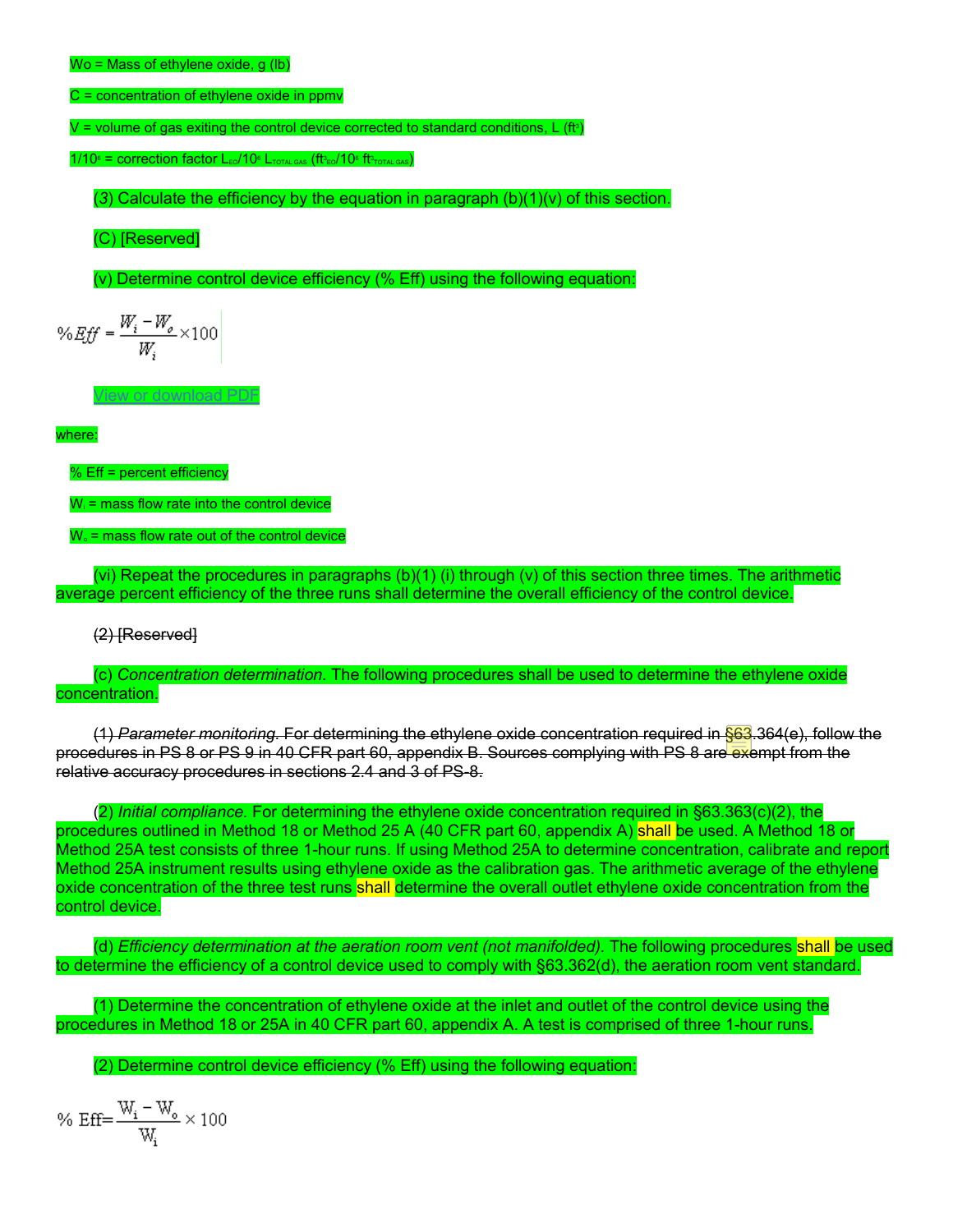$W_o$ = Mass of ethylene oxide, g (lb)

C = concentration of ethylene oxide in ppmv

V = volume of gas exiting the control device corrected to standard conditions, L ($ft^3$)

$1/10^6$ = correction factor $L_{EO}/10^6\ L_{TOTAL\ GAS}$ ($ft^3_{EO}/10^6\ ft^3_{TOTAL\ GAS}$)

(*3*) Calculate the efficiency by the equation in paragraph (b)(1)(v) of this section.

(C) [Reserved]

(v) Determine control device efficiency (% Eff) using the following equation:

$$\%Eff = \frac{W_i - W_o}{W_i} \times 100$$

View or download PDF

where:

% Eff = percent efficiency

$W_i$ = mass flow rate into the control device

$W_o$ = mass flow rate out of the control device

(vi) Repeat the procedures in paragraphs (b)(1) (i) through (v) of this section three times. The arithmetic average percent efficiency of the three runs shall determine the overall efficiency of the control device.

~~(2) [Reserved]~~

(c) *Concentration determination.* The following procedures shall be used to determine the ethylene oxide concentration.

~~(1) *Parameter monitoring.* For determining the ethylene oxide concentration required in §63.364(e), follow the procedures in PS 8 or PS 9 in 40 CFR part 60, appendix B. Sources complying with PS 8 are exempt from the relative accuracy procedures in sections 2.4 and 3 of PS-8.~~

(2) *Initial compliance.* For determining the ethylene oxide concentration required in §63.363(c)(2), the procedures outlined in Method 18 or Method 25 A (40 CFR part 60, appendix A) shall be used. A Method 18 or Method 25A test consists of three 1-hour runs. If using Method 25A to determine concentration, calibrate and report Method 25A instrument results using ethylene oxide as the calibration gas. The arithmetic average of the ethylene oxide concentration of the three test runs shall determine the overall outlet ethylene oxide concentration from the control device.

(d) *Efficiency determination at the aeration room vent (not manifolded).* The following procedures shall be used to determine the efficiency of a control device used to comply with §63.362(d), the aeration room vent standard.

(1) Determine the concentration of ethylene oxide at the inlet and outlet of the control device using the procedures in Method 18 or 25A in 40 CFR part 60, appendix A. A test is comprised of three 1-hour runs.

(2) Determine control device efficiency (% Eff) using the following equation:

$$\%\ Eff = \frac{W_i - W_o}{W_i} \times 100$$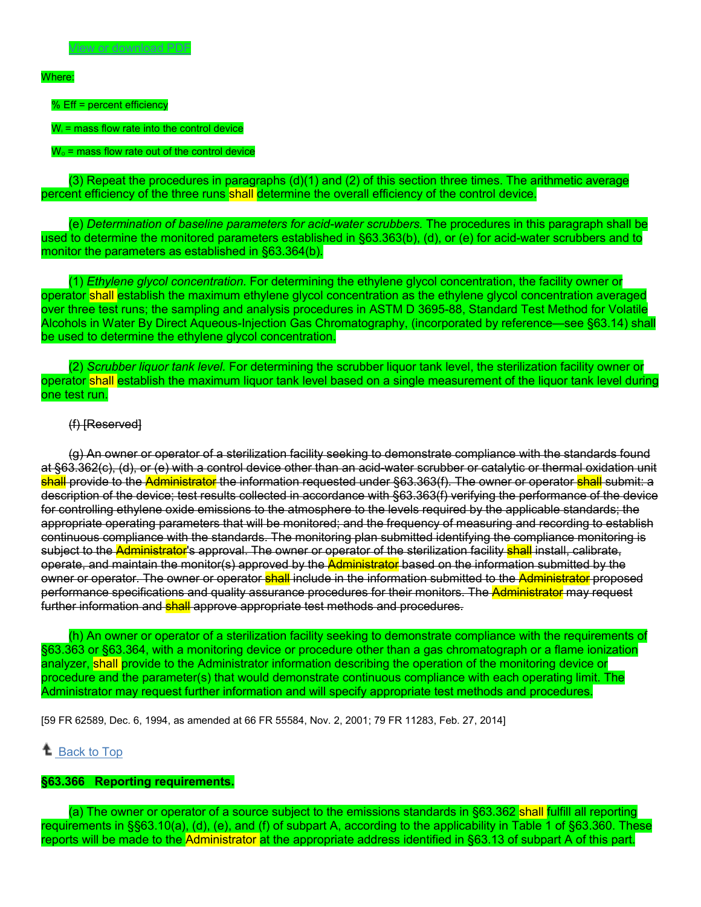View or download PDF

Where:

% Eff = percent efficiency

$W_i$ = mass flow rate into the control device

$W_o$ = mass flow rate out of the control device

(3) Repeat the procedures in paragraphs (d)(1) and (2) of this section three times. The arithmetic average percent efficiency of the three runs shall determine the overall efficiency of the control device.

(e) *Determination of baseline parameters for acid-water scrubbers.* The procedures in this paragraph shall be used to determine the monitored parameters established in §63.363(b), (d), or (e) for acid-water scrubbers and to monitor the parameters as established in §63.364(b).

(1) *Ethylene glycol concentration.* For determining the ethylene glycol concentration, the facility owner or operator shall establish the maximum ethylene glycol concentration as the ethylene glycol concentration averaged over three test runs; the sampling and analysis procedures in ASTM D 3695-88, Standard Test Method for Volatile Alcohols in Water By Direct Aqueous-Injection Gas Chromatography, (incorporated by reference—see §63.14) shall be used to determine the ethylene glycol concentration.

(2) *Scrubber liquor tank level.* For determining the scrubber liquor tank level, the sterilization facility owner or operator shall establish the maximum liquor tank level based on a single measurement of the liquor tank level during one test run.

~~(f) [Reserved]~~

~~(g) An owner or operator of a sterilization facility seeking to demonstrate compliance with the standards found at §63.362(c), (d), or (e) with a control device other than an acid-water scrubber or catalytic or thermal oxidation unit shall provide to the Administrator the information requested under §63.363(f). The owner or operator shall submit: a description of the device; test results collected in accordance with §63.363(f) verifying the performance of the device for controlling ethylene oxide emissions to the atmosphere to the levels required by the applicable standards; the appropriate operating parameters that will be monitored; and the frequency of measuring and recording to establish continuous compliance with the standards. The monitoring plan submitted identifying the compliance monitoring is subject to the Administrator's approval. The owner or operator of the sterilization facility shall install, calibrate, operate, and maintain the monitor(s) approved by the Administrator based on the information submitted by the owner or operator. The owner or operator shall include in the information submitted to the Administrator proposed performance specifications and quality assurance procedures for their monitors. The Administrator may request further information and shall approve appropriate test methods and procedures.~~

(h) An owner or operator of a sterilization facility seeking to demonstrate compliance with the requirements of §63.363 or §63.364, with a monitoring device or procedure other than a gas chromatograph or a flame ionization analyzer, shall provide to the Administrator information describing the operation of the monitoring device or procedure and the parameter(s) that would demonstrate continuous compliance with each operating limit. The Administrator may request further information and will specify appropriate test methods and procedures.

[59 FR 62589, Dec. 6, 1994, as amended at 66 FR 55584, Nov. 2, 2001; 79 FR 11283, Feb. 27, 2014]

Back to Top

**§63.366 Reporting requirements.**

(a) The owner or operator of a source subject to the emissions standards in §63.362 shall fulfill all reporting requirements in §§63.10(a), (d), (e), and (f) of subpart A, according to the applicability in Table 1 of §63.360. These reports will be made to the Administrator at the appropriate address identified in §63.13 of subpart A of this part.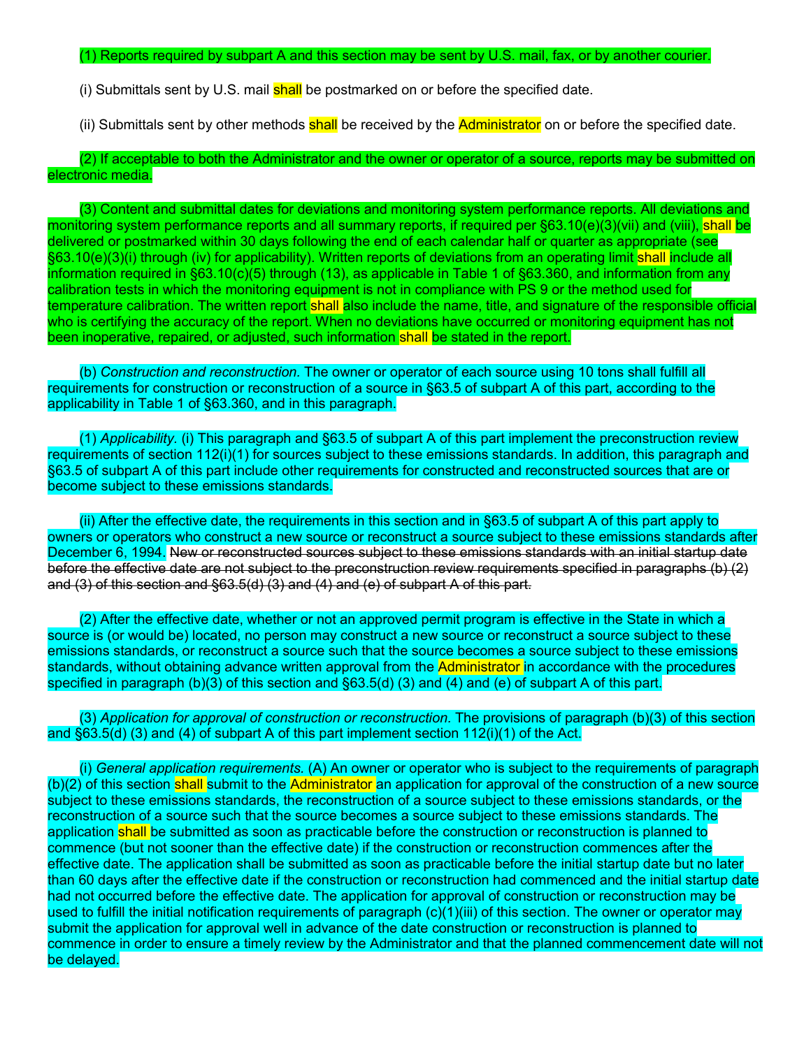(1) Reports required by subpart A and this section may be sent by U.S. mail, fax, or by another courier.

(i) Submittals sent by U.S. mail shall be postmarked on or before the specified date.

(ii) Submittals sent by other methods shall be received by the Administrator on or before the specified date.

(2) If acceptable to both the Administrator and the owner or operator of a source, reports may be submitted on electronic media.

(3) Content and submittal dates for deviations and monitoring system performance reports. All deviations and monitoring system performance reports and all summary reports, if required per §63.10(e)(3)(vii) and (viii), shall be delivered or postmarked within 30 days following the end of each calendar half or quarter as appropriate (see §63.10(e)(3)(i) through (iv) for applicability). Written reports of deviations from an operating limit shall include all information required in §63.10(c)(5) through (13), as applicable in Table 1 of §63.360, and information from any calibration tests in which the monitoring equipment is not in compliance with PS 9 or the method used for temperature calibration. The written report shall also include the name, title, and signature of the responsible official who is certifying the accuracy of the report. When no deviations have occurred or monitoring equipment has not been inoperative, repaired, or adjusted, such information shall be stated in the report.

(b) *Construction and reconstruction.* The owner or operator of each source using 10 tons shall fulfill all requirements for construction or reconstruction of a source in §63.5 of subpart A of this part, according to the applicability in Table 1 of §63.360, and in this paragraph.

(1) *Applicability.* (i) This paragraph and §63.5 of subpart A of this part implement the preconstruction review requirements of section 112(i)(1) for sources subject to these emissions standards. In addition, this paragraph and §63.5 of subpart A of this part include other requirements for constructed and reconstructed sources that are or become subject to these emissions standards.

(ii) After the effective date, the requirements in this section and in §63.5 of subpart A of this part apply to owners or operators who construct a new source or reconstruct a source subject to these emissions standards after December 6, 1994. ~~New or reconstructed sources subject to these emissions standards with an initial startup date before the effective date are not subject to the preconstruction review requirements specified in paragraphs (b) (2) and (3) of this section and §63.5(d) (3) and (4) and (e) of subpart A of this part.~~

(2) After the effective date, whether or not an approved permit program is effective in the State in which a source is (or would be) located, no person may construct a new source or reconstruct a source subject to these emissions standards, or reconstruct a source such that the source becomes a source subject to these emissions standards, without obtaining advance written approval from the Administrator in accordance with the procedures specified in paragraph (b)(3) of this section and §63.5(d) (3) and (4) and (e) of subpart A of this part.

(3) *Application for approval of construction or reconstruction.* The provisions of paragraph (b)(3) of this section and §63.5(d) (3) and (4) of subpart A of this part implement section 112(i)(1) of the Act.

(i) *General application requirements.* (A) An owner or operator who is subject to the requirements of paragraph (b)(2) of this section shall submit to the Administrator an application for approval of the construction of a new source subject to these emissions standards, the reconstruction of a source subject to these emissions standards, or the reconstruction of a source such that the source becomes a source subject to these emissions standards. The application shall be submitted as soon as practicable before the construction or reconstruction is planned to commence (but not sooner than the effective date) if the construction or reconstruction commences after the effective date. The application shall be submitted as soon as practicable before the initial startup date but no later than 60 days after the effective date if the construction or reconstruction had commenced and the initial startup date had not occurred before the effective date. The application for approval of construction or reconstruction may be used to fulfill the initial notification requirements of paragraph (c)(1)(iii) of this section. The owner or operator may submit the application for approval well in advance of the date construction or reconstruction is planned to commence in order to ensure a timely review by the Administrator and that the planned commencement date will not be delayed.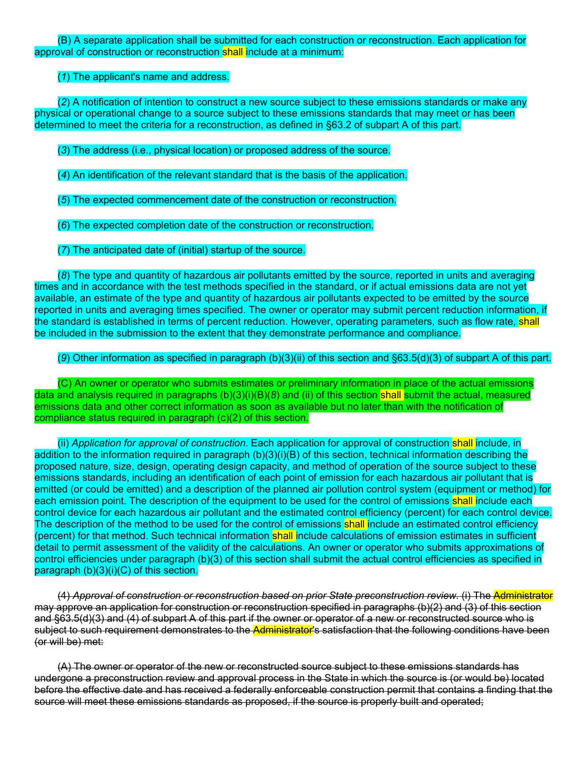(B) A separate application shall be submitted for each construction or reconstruction. Each application for approval of construction or reconstruction shall include at a minimum:

(*1*) The applicant's name and address.

(*2*) A notification of intention to construct a new source subject to these emissions standards or make any physical or operational change to a source subject to these emissions standards that may meet or has been determined to meet the criteria for a reconstruction, as defined in §63.2 of subpart A of this part.

(*3*) The address (i.e., physical location) or proposed address of the source.

(*4*) An identification of the relevant standard that is the basis of the application.

(*5*) The expected commencement date of the construction or reconstruction.

(*6*) The expected completion date of the construction or reconstruction.

(*7*) The anticipated date of (initial) startup of the source.

(*8*) The type and quantity of hazardous air pollutants emitted by the source, reported in units and averaging times and in accordance with the test methods specified in the standard, or if actual emissions data are not yet available, an estimate of the type and quantity of hazardous air pollutants expected to be emitted by the source reported in units and averaging times specified. The owner or operator may submit percent reduction information, if the standard is established in terms of percent reduction. However, operating parameters, such as flow rate, shall be included in the submission to the extent that they demonstrate performance and compliance.

(*9*) Other information as specified in paragraph (b)(3)(ii) of this section and §63.5(d)(3) of subpart A of this part.

(C) An owner or operator who submits estimates or preliminary information in place of the actual emissions data and analysis required in paragraphs (b)(3)(i)(B)(*8*) and (ii) of this section shall submit the actual, measured emissions data and other correct information as soon as available but no later than with the notification of compliance status required in paragraph (c)(2) of this section.

(ii) *Application for approval of construction.* Each application for approval of construction shall include, in addition to the information required in paragraph (b)(3)(i)(B) of this section, technical information describing the proposed nature, size, design, operating design capacity, and method of operation of the source subject to these emissions standards, including an identification of each point of emission for each hazardous air pollutant that is emitted (or could be emitted) and a description of the planned air pollution control system (equipment or method) for each emission point. The description of the equipment to be used for the control of emissions shall include each control device for each hazardous air pollutant and the estimated control efficiency (percent) for each control device. The description of the method to be used for the control of emissions shall include an estimated control efficiency (percent) for that method. Such technical information shall include calculations of emission estimates in sufficient detail to permit assessment of the validity of the calculations. An owner or operator who submits approximations of control efficiencies under paragraph (b)(3) of this section shall submit the actual control efficiencies as specified in paragraph (b)(3)(i)(C) of this section.

~~(4) *Approval of construction or reconstruction based on prior State preconstruction review.* (i) The Administrator may approve an application for construction or reconstruction specified in paragraphs (b)(2) and (3) of this section and §63.5(d)(3) and (4) of subpart A of this part if the owner or operator of a new or reconstructed source who is subject to such requirement demonstrates to the Administrator's satisfaction that the following conditions have been (or will be) met:~~

~~(A) The owner or operator of the new or reconstructed source subject to these emissions standards has undergone a preconstruction review and approval process in the State in which the source is (or would be) located before the effective date and has received a federally enforceable construction permit that contains a finding that the source will meet these emissions standards as proposed, if the source is properly built and operated;~~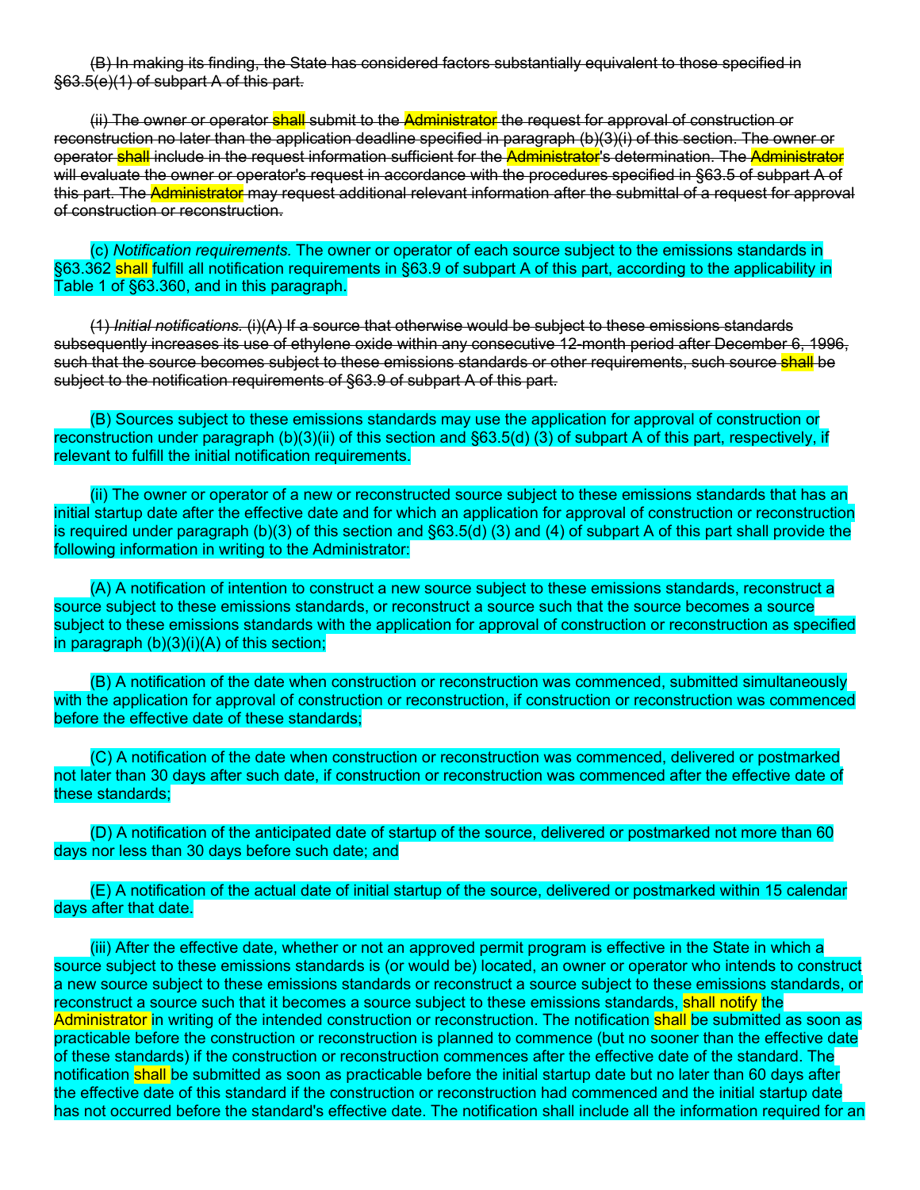~~(B) In making its finding, the State has considered factors substantially equivalent to those specified in §63.5(e)(1) of subpart A of this part.~~

~~(ii) The owner or operator shall submit to the Administrator the request for approval of construction or reconstruction no later than the application deadline specified in paragraph (b)(3)(i) of this section. The owner or operator shall include in the request information sufficient for the Administrator's determination. The Administrator will evaluate the owner or operator's request in accordance with the procedures specified in §63.5 of subpart A of this part. The Administrator may request additional relevant information after the submittal of a request for approval of construction or reconstruction.~~

(c) *Notification requirements.* The owner or operator of each source subject to the emissions standards in §63.362 shall fulfill all notification requirements in §63.9 of subpart A of this part, according to the applicability in Table 1 of §63.360, and in this paragraph.

~~(1) *Initial notifications.* (i)(A) If a source that otherwise would be subject to these emissions standards subsequently increases its use of ethylene oxide within any consecutive 12-month period after December 6, 1996, such that the source becomes subject to these emissions standards or other requirements, such source shall be subject to the notification requirements of §63.9 of subpart A of this part.~~

(B) Sources subject to these emissions standards may use the application for approval of construction or reconstruction under paragraph (b)(3)(ii) of this section and §63.5(d) (3) of subpart A of this part, respectively, if relevant to fulfill the initial notification requirements.

(ii) The owner or operator of a new or reconstructed source subject to these emissions standards that has an initial startup date after the effective date and for which an application for approval of construction or reconstruction is required under paragraph (b)(3) of this section and §63.5(d) (3) and (4) of subpart A of this part shall provide the following information in writing to the Administrator:

(A) A notification of intention to construct a new source subject to these emissions standards, reconstruct a source subject to these emissions standards, or reconstruct a source such that the source becomes a source subject to these emissions standards with the application for approval of construction or reconstruction as specified in paragraph (b)(3)(i)(A) of this section;

(B) A notification of the date when construction or reconstruction was commenced, submitted simultaneously with the application for approval of construction or reconstruction, if construction or reconstruction was commenced before the effective date of these standards;

(C) A notification of the date when construction or reconstruction was commenced, delivered or postmarked not later than 30 days after such date, if construction or reconstruction was commenced after the effective date of these standards;

(D) A notification of the anticipated date of startup of the source, delivered or postmarked not more than 60 days nor less than 30 days before such date; and

(E) A notification of the actual date of initial startup of the source, delivered or postmarked within 15 calendar days after that date.

(iii) After the effective date, whether or not an approved permit program is effective in the State in which a source subject to these emissions standards is (or would be) located, an owner or operator who intends to construct a new source subject to these emissions standards or reconstruct a source subject to these emissions standards, or reconstruct a source such that it becomes a source subject to these emissions standards, shall notify the Administrator in writing of the intended construction or reconstruction. The notification shall be submitted as soon as practicable before the construction or reconstruction is planned to commence (but no sooner than the effective date of these standards) if the construction or reconstruction commences after the effective date of the standard. The notification shall be submitted as soon as practicable before the initial startup date but no later than 60 days after the effective date of this standard if the construction or reconstruction had commenced and the initial startup date has not occurred before the standard's effective date. The notification shall include all the information required for an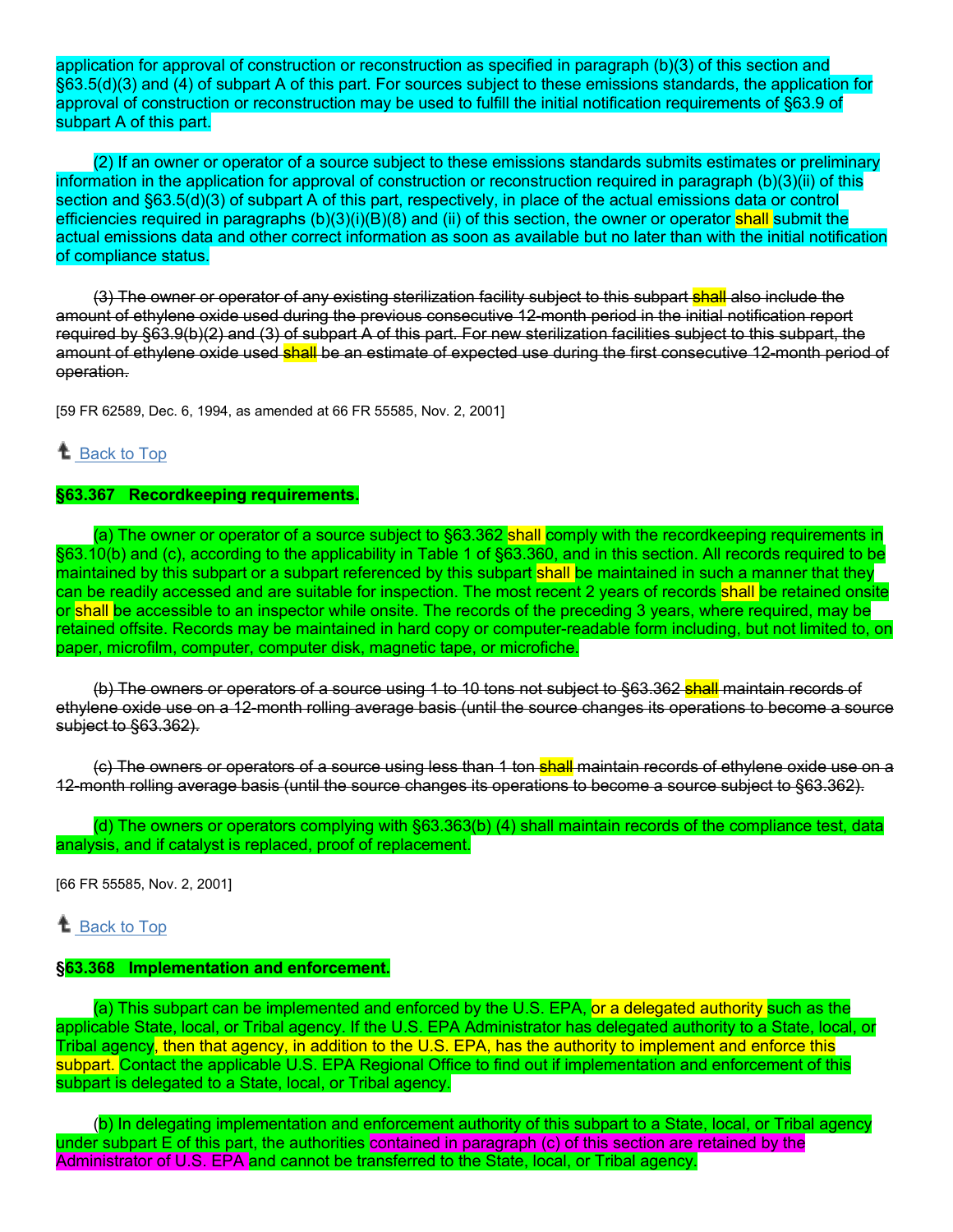application for approval of construction or reconstruction as specified in paragraph (b)(3) of this section and §63.5(d)(3) and (4) of subpart A of this part. For sources subject to these emissions standards, the application for approval of construction or reconstruction may be used to fulfill the initial notification requirements of §63.9 of subpart A of this part.

(2) If an owner or operator of a source subject to these emissions standards submits estimates or preliminary information in the application for approval of construction or reconstruction required in paragraph (b)(3)(ii) of this section and §63.5(d)(3) of subpart A of this part, respectively, in place of the actual emissions data or control efficiencies required in paragraphs (b)(3)(i)(B)(8) and (ii) of this section, the owner or operator shall submit the actual emissions data and other correct information as soon as available but no later than with the initial notification of compliance status.

~~(3) The owner or operator of any existing sterilization facility subject to this subpart shall also include the amount of ethylene oxide used during the previous consecutive 12-month period in the initial notification report required by §63.9(b)(2) and (3) of subpart A of this part. For new sterilization facilities subject to this subpart, the amount of ethylene oxide used shall be an estimate of expected use during the first consecutive 12-month period of operation.~~

[59 FR 62589, Dec. 6, 1994, as amended at 66 FR 55585, Nov. 2, 2001]

Back to Top

**§63.367 Recordkeeping requirements.**

(a) The owner or operator of a source subject to §63.362 shall comply with the recordkeeping requirements in §63.10(b) and (c), according to the applicability in Table 1 of §63.360, and in this section. All records required to be maintained by this subpart or a subpart referenced by this subpart shall be maintained in such a manner that they can be readily accessed and are suitable for inspection. The most recent 2 years of records shall be retained onsite or shall be accessible to an inspector while onsite. The records of the preceding 3 years, where required, may be retained offsite. Records may be maintained in hard copy or computer-readable form including, but not limited to, on paper, microfilm, computer, computer disk, magnetic tape, or microfiche.

~~(b) The owners or operators of a source using 1 to 10 tons not subject to §63.362 shall maintain records of ethylene oxide use on a 12-month rolling average basis (until the source changes its operations to become a source subject to §63.362).~~

~~(c) The owners or operators of a source using less than 1 ton shall maintain records of ethylene oxide use on a 12-month rolling average basis (until the source changes its operations to become a source subject to §63.362).~~

(d) The owners or operators complying with §63.363(b) (4) shall maintain records of the compliance test, data analysis, and if catalyst is replaced, proof of replacement.

[66 FR 55585, Nov. 2, 2001]

Back to Top

**§63.368 Implementation and enforcement.**

(a) This subpart can be implemented and enforced by the U.S. EPA, or a delegated authority such as the applicable State, local, or Tribal agency. If the U.S. EPA Administrator has delegated authority to a State, local, or Tribal agency, then that agency, in addition to the U.S. EPA, has the authority to implement and enforce this subpart. Contact the applicable U.S. EPA Regional Office to find out if implementation and enforcement of this subpart is delegated to a State, local, or Tribal agency.

(b) In delegating implementation and enforcement authority of this subpart to a State, local, or Tribal agency under subpart E of this part, the authorities contained in paragraph (c) of this section are retained by the Administrator of U.S. EPA and cannot be transferred to the State, local, or Tribal agency.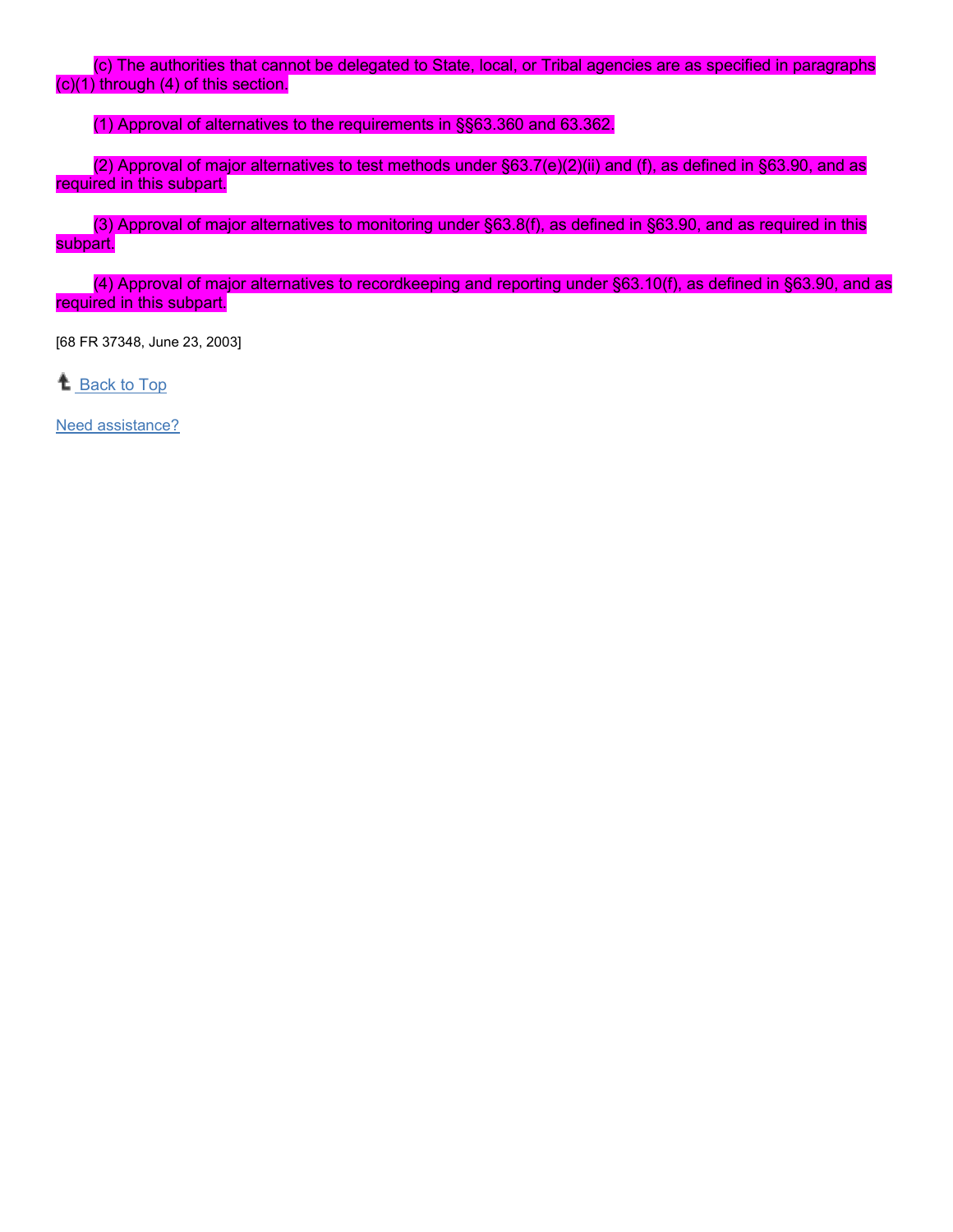(c) The authorities that cannot be delegated to State, local, or Tribal agencies are as specified in paragraphs (c)(1) through (4) of this section.

(1) Approval of alternatives to the requirements in §§63.360 and 63.362.

(2) Approval of major alternatives to test methods under §63.7(e)(2)(ii) and (f), as defined in §63.90, and as required in this subpart.

(3) Approval of major alternatives to monitoring under §63.8(f), as defined in §63.90, and as required in this subpart.

(4) Approval of major alternatives to recordkeeping and reporting under §63.10(f), as defined in §63.90, and as required in this subpart.

[68 FR 37348, June 23, 2003]

Back to Top

Need assistance?